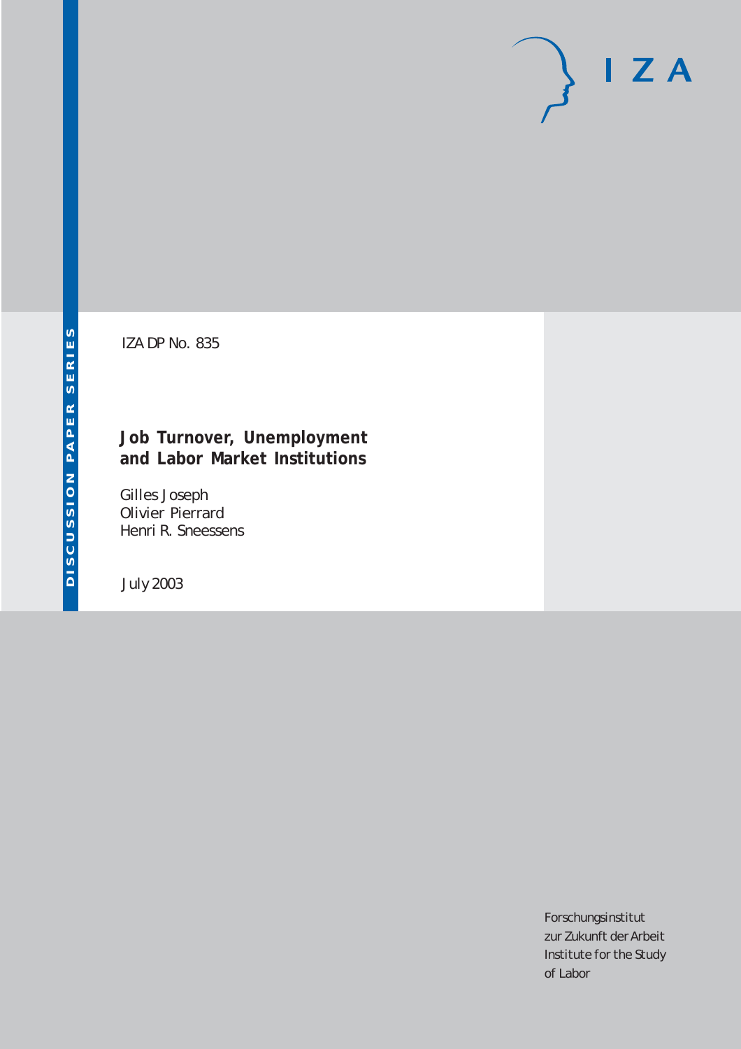I Z A

DISCUSSION PAPER SERIES

IZA DP No. 835

# Job Turnover, Unemployment and Labor Market Institutions

Gilles Joseph
Olivier Pierrard
Henri R. Sneessens

July 2003

Forschungsinstitut
zur Zukunft der Arbeit
Institute for the Study
of Labor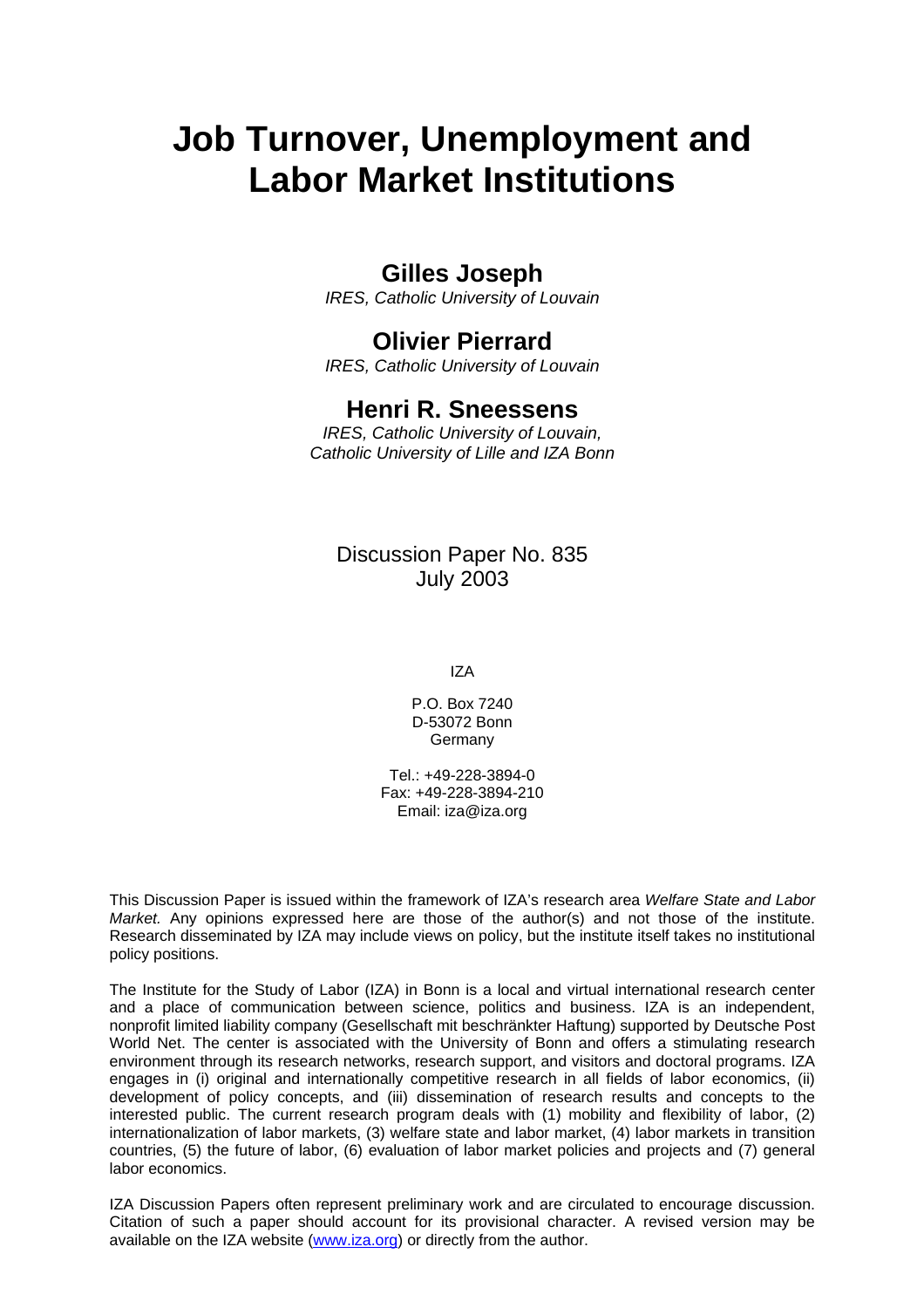# Job Turnover, Unemployment and Labor Market Institutions

## Gilles Joseph

*IRES, Catholic University of Louvain*

## Olivier Pierrard

*IRES, Catholic University of Louvain*

## Henri R. Sneessens

*IRES, Catholic University of Louvain, Catholic University of Lille and IZA Bonn*

Discussion Paper No. 835
July 2003

IZA

P.O. Box 7240
D-53072 Bonn
Germany

Tel.: +49-228-3894-0
Fax: +49-228-3894-210
Email: iza@iza.org

This Discussion Paper is issued within the framework of IZA's research area *Welfare State and Labor Market.* Any opinions expressed here are those of the author(s) and not those of the institute. Research disseminated by IZA may include views on policy, but the institute itself takes no institutional policy positions.

The Institute for the Study of Labor (IZA) in Bonn is a local and virtual international research center and a place of communication between science, politics and business. IZA is an independent, nonprofit limited liability company (Gesellschaft mit beschränkter Haftung) supported by Deutsche Post World Net. The center is associated with the University of Bonn and offers a stimulating research environment through its research networks, research support, and visitors and doctoral programs. IZA engages in (i) original and internationally competitive research in all fields of labor economics, (ii) development of policy concepts, and (iii) dissemination of research results and concepts to the interested public. The current research program deals with (1) mobility and flexibility of labor, (2) internationalization of labor markets, (3) welfare state and labor market, (4) labor markets in transition countries, (5) the future of labor, (6) evaluation of labor market policies and projects and (7) general labor economics.

IZA Discussion Papers often represent preliminary work and are circulated to encourage discussion. Citation of such a paper should account for its provisional character. A revised version may be available on the IZA website (www.iza.org) or directly from the author.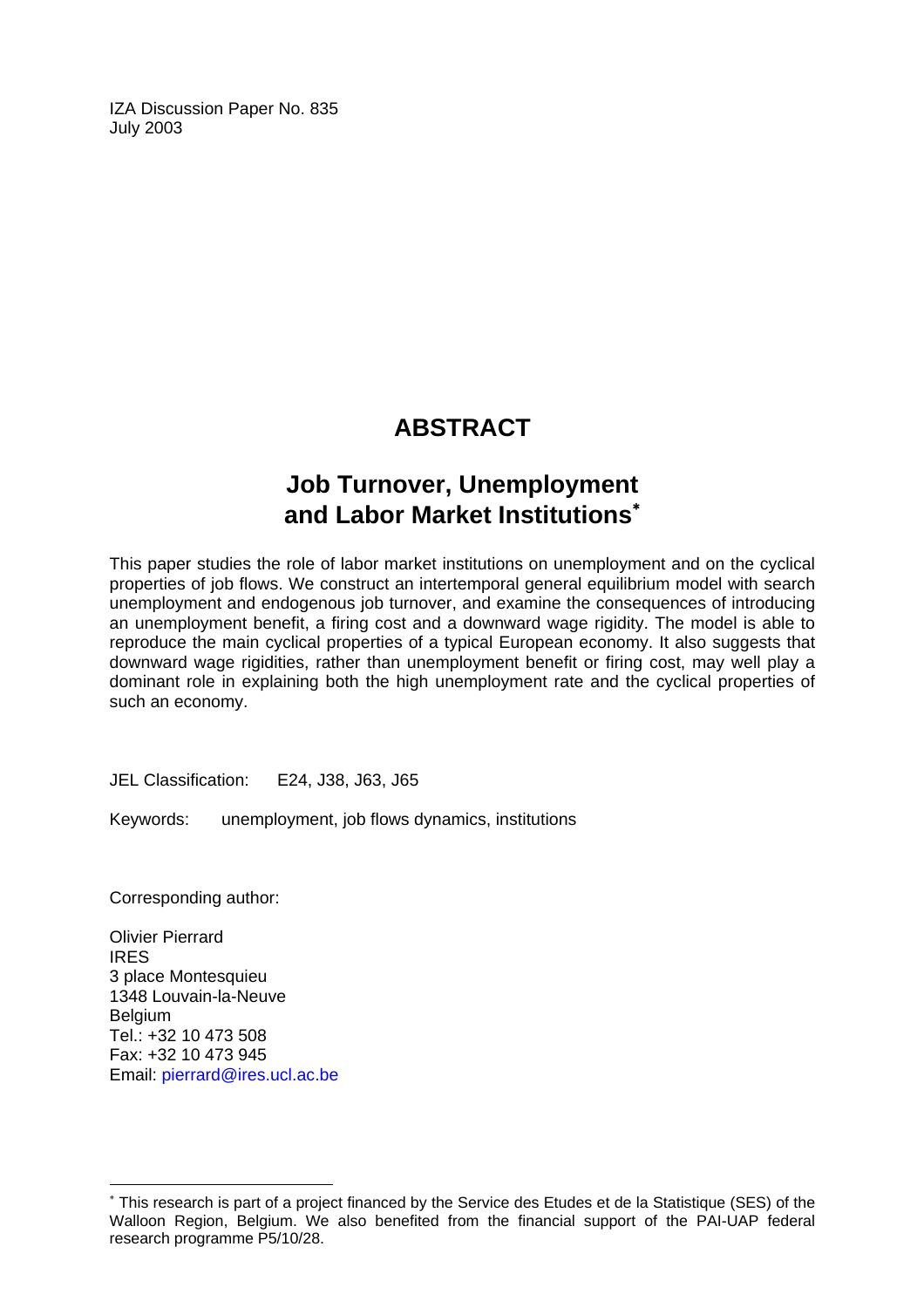IZA Discussion Paper No. 835
July 2003

# ABSTRACT

## Job Turnover, Unemployment and Labor Market Institutions[*]

This paper studies the role of labor market institutions on unemployment and on the cyclical properties of job flows. We construct an intertemporal general equilibrium model with search unemployment and endogenous job turnover, and examine the consequences of introducing an unemployment benefit, a firing cost and a downward wage rigidity. The model is able to reproduce the main cyclical properties of a typical European economy. It also suggests that downward wage rigidities, rather than unemployment benefit or firing cost, may well play a dominant role in explaining both the high unemployment rate and the cyclical properties of such an economy.

JEL Classification: E24, J38, J63, J65

Keywords: unemployment, job flows dynamics, institutions

Corresponding author:

Olivier Pierrard
IRES
3 place Montesquieu
1348 Louvain-la-Neuve
Belgium
Tel.: +32 10 473 508
Fax: +32 10 473 945
Email: pierrard@ires.ucl.ac.be

---

[*] This research is part of a project financed by the Service des Etudes et de la Statistique (SES) of the Walloon Region, Belgium. We also benefited from the financial support of the PAI-UAP federal research programme P5/10/28.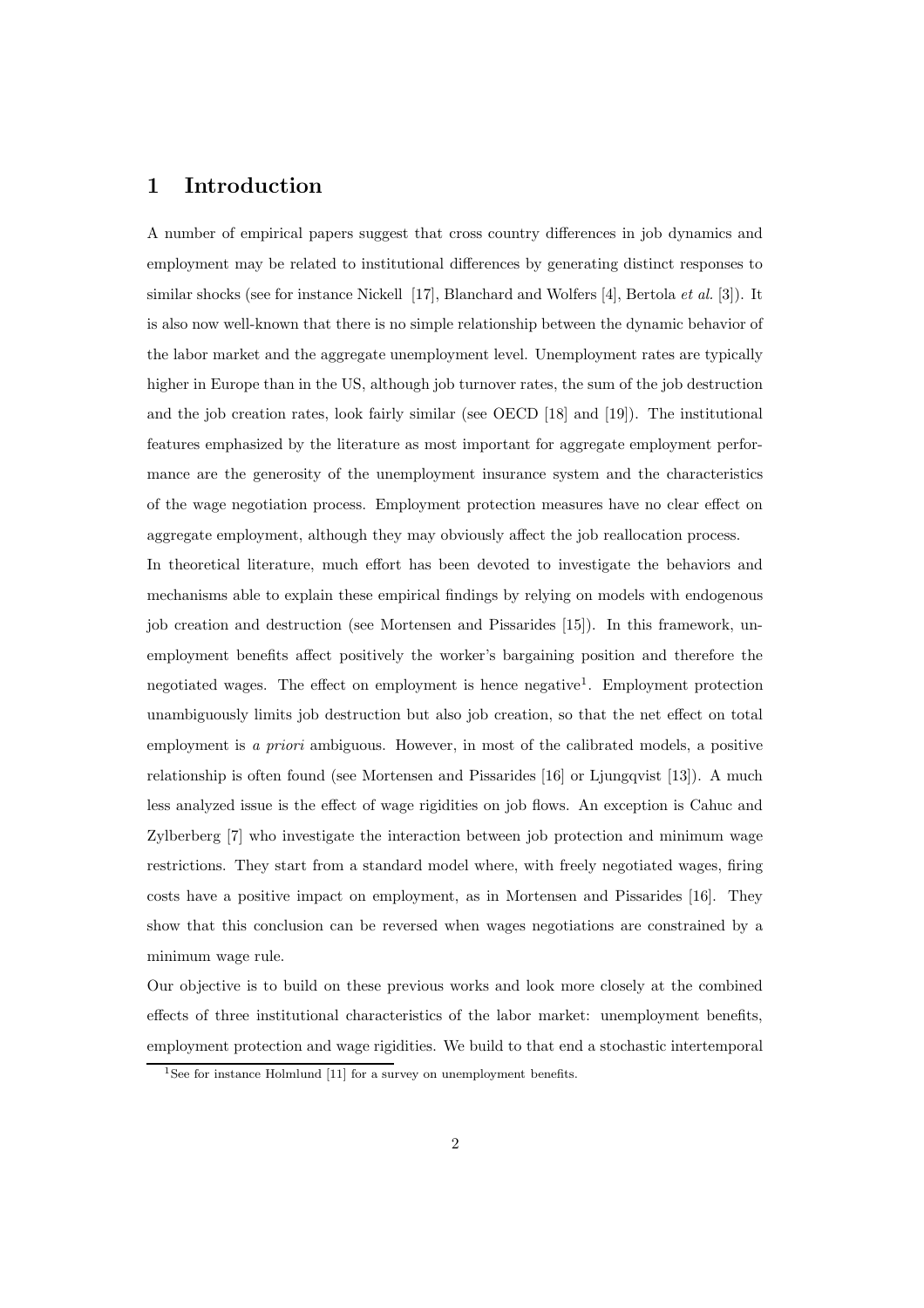# 1 Introduction

A number of empirical papers suggest that cross country differences in job dynamics and employment may be related to institutional differences by generating distinct responses to similar shocks (see for instance Nickell [17], Blanchard and Wolfers [4], Bertola *et al.* [3]). It is also now well-known that there is no simple relationship between the dynamic behavior of the labor market and the aggregate unemployment level. Unemployment rates are typically higher in Europe than in the US, although job turnover rates, the sum of the job destruction and the job creation rates, look fairly similar (see OECD [18] and [19]). The institutional features emphasized by the literature as most important for aggregate employment performance are the generosity of the unemployment insurance system and the characteristics of the wage negotiation process. Employment protection measures have no clear effect on aggregate employment, although they may obviously affect the job reallocation process.

In theoretical literature, much effort has been devoted to investigate the behaviors and mechanisms able to explain these empirical findings by relying on models with endogenous job creation and destruction (see Mortensen and Pissarides [15]). In this framework, unemployment benefits affect positively the worker's bargaining position and therefore the negotiated wages. The effect on employment is hence negative[1]. Employment protection unambiguously limits job destruction but also job creation, so that the net effect on total employment is *a priori* ambiguous. However, in most of the calibrated models, a positive relationship is often found (see Mortensen and Pissarides [16] or Ljungqvist [13]). A much less analyzed issue is the effect of wage rigidities on job flows. An exception is Cahuc and Zylberberg [7] who investigate the interaction between job protection and minimum wage restrictions. They start from a standard model where, with freely negotiated wages, firing costs have a positive impact on employment, as in Mortensen and Pissarides [16]. They show that this conclusion can be reversed when wages negotiations are constrained by a minimum wage rule.

Our objective is to build on these previous works and look more closely at the combined effects of three institutional characteristics of the labor market: unemployment benefits, employment protection and wage rigidities. We build to that end a stochastic intertemporal

[1] See for instance Holmlund [11] for a survey on unemployment benefits.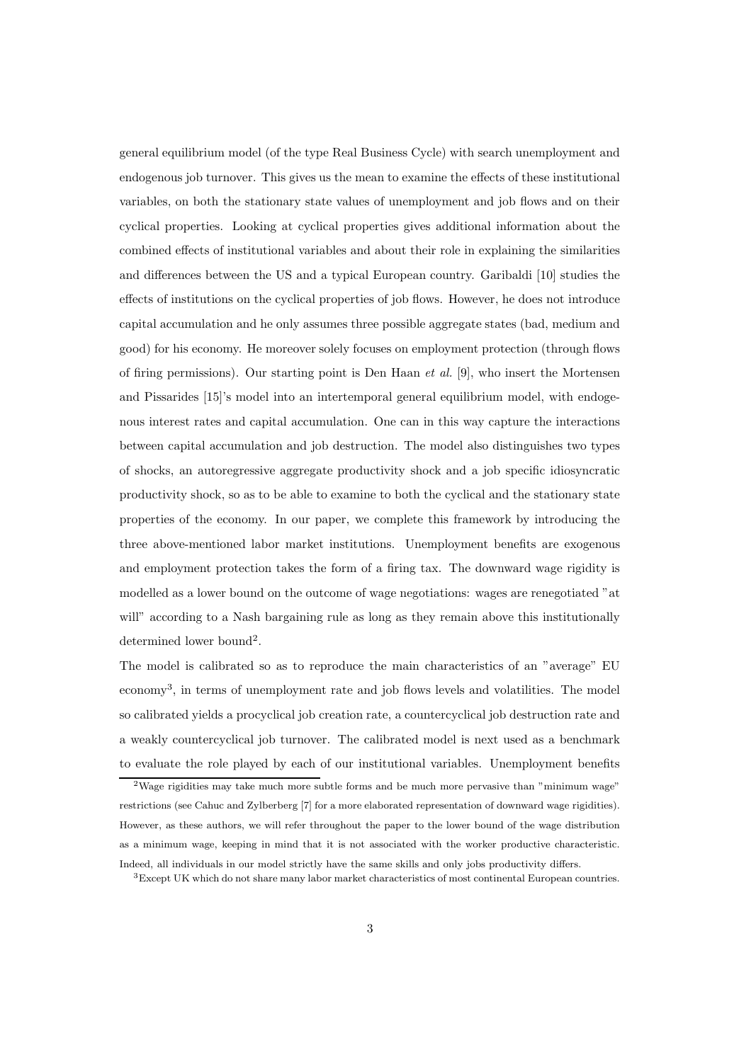general equilibrium model (of the type Real Business Cycle) with search unemployment and endogenous job turnover. This gives us the mean to examine the effects of these institutional variables, on both the stationary state values of unemployment and job flows and on their cyclical properties. Looking at cyclical properties gives additional information about the combined effects of institutional variables and about their role in explaining the similarities and differences between the US and a typical European country. Garibaldi [10] studies the effects of institutions on the cyclical properties of job flows. However, he does not introduce capital accumulation and he only assumes three possible aggregate states (bad, medium and good) for his economy. He moreover solely focuses on employment protection (through flows of firing permissions). Our starting point is Den Haan *et al.* [9], who insert the Mortensen and Pissarides [15]'s model into an intertemporal general equilibrium model, with endogenous interest rates and capital accumulation. One can in this way capture the interactions between capital accumulation and job destruction. The model also distinguishes two types of shocks, an autoregressive aggregate productivity shock and a job specific idiosyncratic productivity shock, so as to be able to examine to both the cyclical and the stationary state properties of the economy. In our paper, we complete this framework by introducing the three above-mentioned labor market institutions. Unemployment benefits are exogenous and employment protection takes the form of a firing tax. The downward wage rigidity is modelled as a lower bound on the outcome of wage negotiations: wages are renegotiated "at will" according to a Nash bargaining rule as long as they remain above this institutionally determined lower bound[2].

The model is calibrated so as to reproduce the main characteristics of an "average" EU economy[3], in terms of unemployment rate and job flows levels and volatilities. The model so calibrated yields a procyclical job creation rate, a countercyclical job destruction rate and a weakly countercyclical job turnover. The calibrated model is next used as a benchmark to evaluate the role played by each of our institutional variables. Unemployment benefits

[2] Wage rigidities may take much more subtle forms and be much more pervasive than "minimum wage" restrictions (see Cahuc and Zylberberg [7] for a more elaborated representation of downward wage rigidities). However, as these authors, we will refer throughout the paper to the lower bound of the wage distribution as a minimum wage, keeping in mind that it is not associated with the worker productive characteristic. Indeed, all individuals in our model strictly have the same skills and only jobs productivity differs.

[3] Except UK which do not share many labor market characteristics of most continental European countries.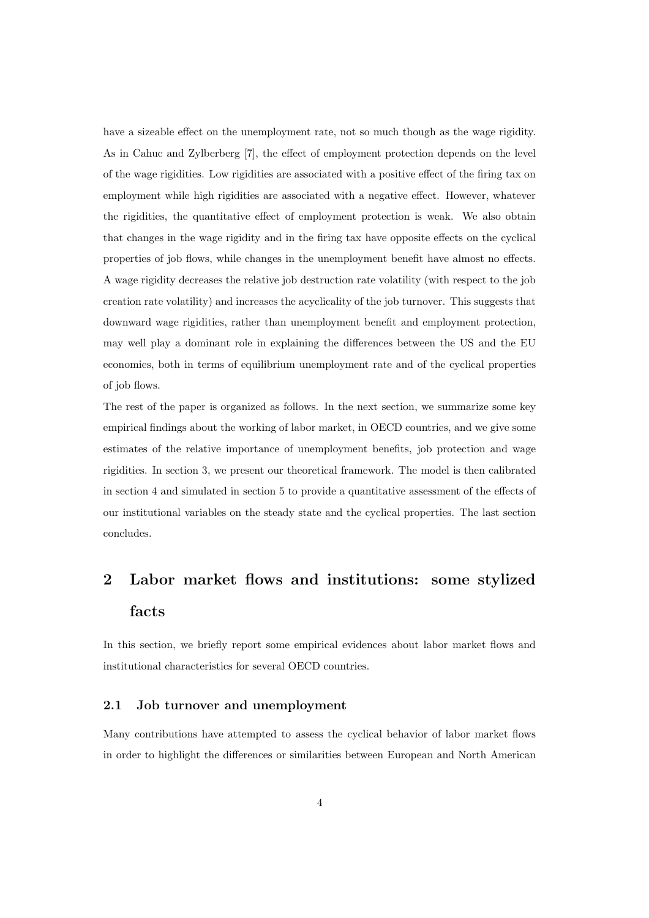have a sizeable effect on the unemployment rate, not so much though as the wage rigidity. As in Cahuc and Zylberberg [7], the effect of employment protection depends on the level of the wage rigidities. Low rigidities are associated with a positive effect of the firing tax on employment while high rigidities are associated with a negative effect. However, whatever the rigidities, the quantitative effect of employment protection is weak. We also obtain that changes in the wage rigidity and in the firing tax have opposite effects on the cyclical properties of job flows, while changes in the unemployment benefit have almost no effects. A wage rigidity decreases the relative job destruction rate volatility (with respect to the job creation rate volatility) and increases the acyclicality of the job turnover. This suggests that downward wage rigidities, rather than unemployment benefit and employment protection, may well play a dominant role in explaining the differences between the US and the EU economies, both in terms of equilibrium unemployment rate and of the cyclical properties of job flows.

The rest of the paper is organized as follows. In the next section, we summarize some key empirical findings about the working of labor market, in OECD countries, and we give some estimates of the relative importance of unemployment benefits, job protection and wage rigidities. In section 3, we present our theoretical framework. The model is then calibrated in section 4 and simulated in section 5 to provide a quantitative assessment of the effects of our institutional variables on the steady state and the cyclical properties. The last section concludes.

# 2 Labor market flows and institutions: some stylized facts

In this section, we briefly report some empirical evidences about labor market flows and institutional characteristics for several OECD countries.

## 2.1 Job turnover and unemployment

Many contributions have attempted to assess the cyclical behavior of labor market flows in order to highlight the differences or similarities between European and North American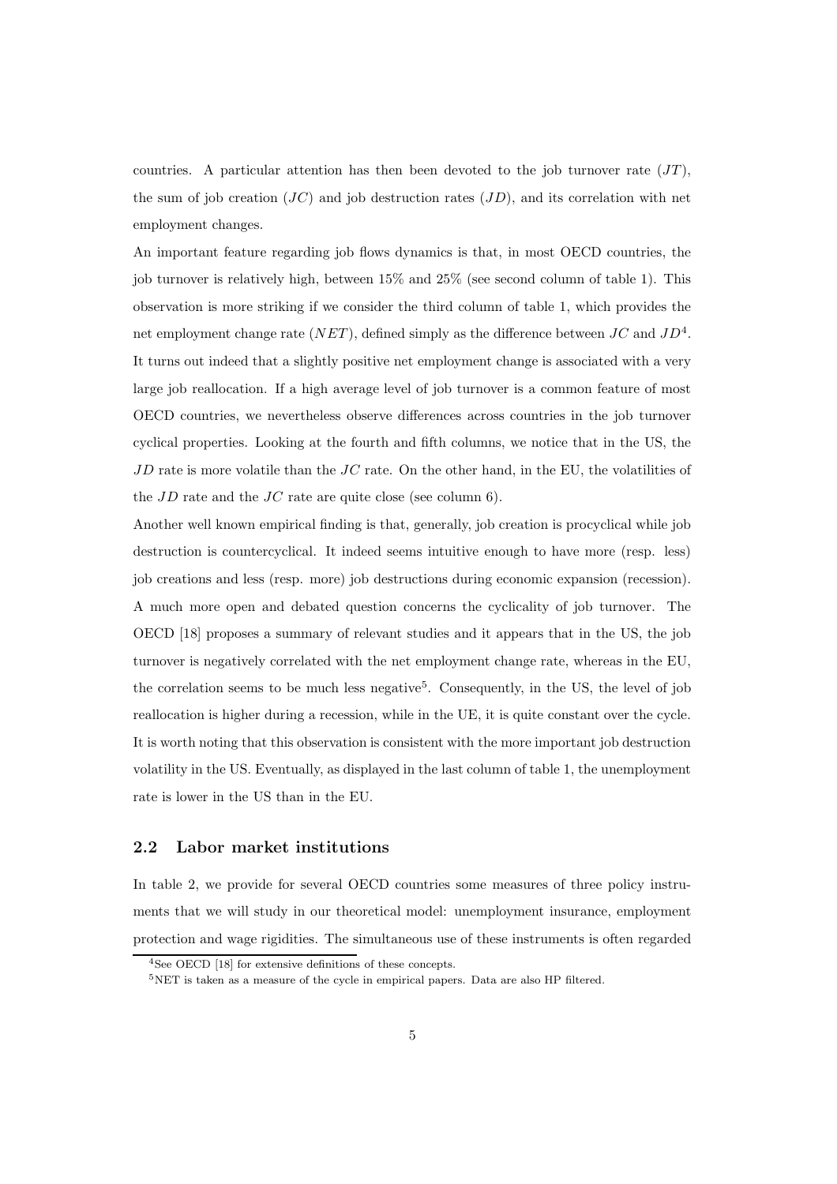countries. A particular attention has then been devoted to the job turnover rate ($JT$), the sum of job creation ($JC$) and job destruction rates ($JD$), and its correlation with net employment changes.

An important feature regarding job flows dynamics is that, in most OECD countries, the job turnover is relatively high, between 15% and 25% (see second column of table 1). This observation is more striking if we consider the third column of table 1, which provides the net employment change rate ($NET$), defined simply as the difference between $JC$ and $JD$[4]. It turns out indeed that a slightly positive net employment change is associated with a very large job reallocation. If a high average level of job turnover is a common feature of most OECD countries, we nevertheless observe differences across countries in the job turnover cyclical properties. Looking at the fourth and fifth columns, we notice that in the US, the $JD$ rate is more volatile than the $JC$ rate. On the other hand, in the EU, the volatilities of the $JD$ rate and the $JC$ rate are quite close (see column 6).

Another well known empirical finding is that, generally, job creation is procyclical while job destruction is countercyclical. It indeed seems intuitive enough to have more (resp. less) job creations and less (resp. more) job destructions during economic expansion (recession). A much more open and debated question concerns the cyclicality of job turnover. The OECD [18] proposes a summary of relevant studies and it appears that in the US, the job turnover is negatively correlated with the net employment change rate, whereas in the EU, the correlation seems to be much less negative[5]. Consequently, in the US, the level of job reallocation is higher during a recession, while in the UE, it is quite constant over the cycle. It is worth noting that this observation is consistent with the more important job destruction volatility in the US. Eventually, as displayed in the last column of table 1, the unemployment rate is lower in the US than in the EU.

## 2.2 Labor market institutions

In table 2, we provide for several OECD countries some measures of three policy instruments that we will study in our theoretical model: unemployment insurance, employment protection and wage rigidities. The simultaneous use of these instruments is often regarded

[4] See OECD [18] for extensive definitions of these concepts.

[5] NET is taken as a measure of the cycle in empirical papers. Data are also HP filtered.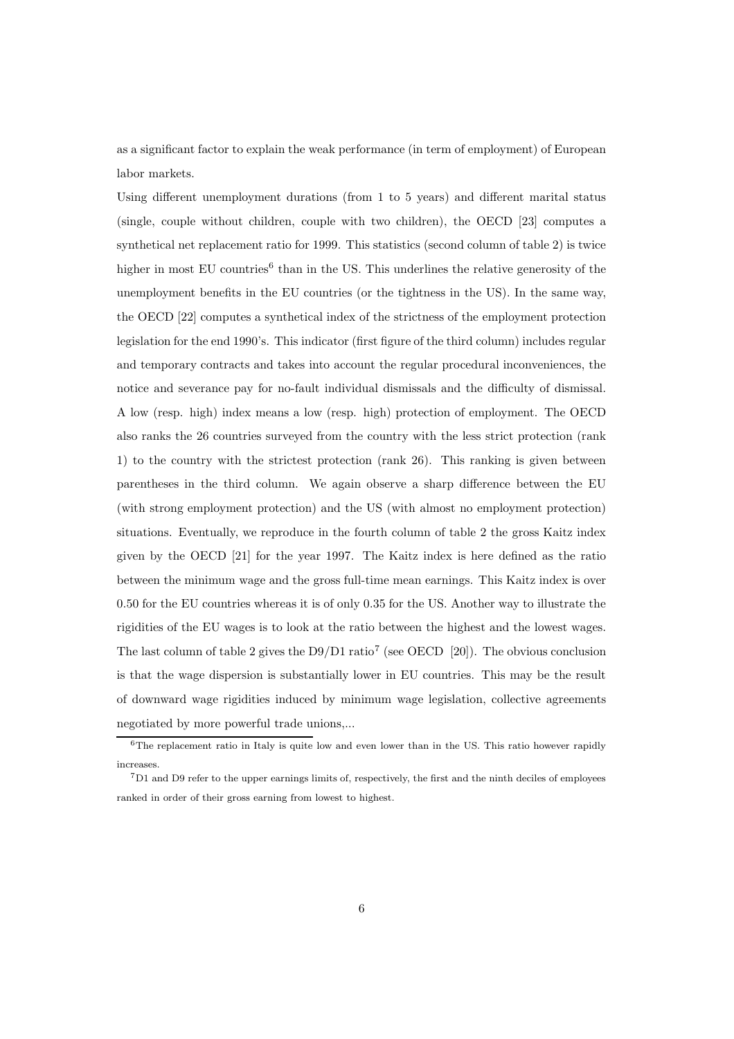as a significant factor to explain the weak performance (in term of employment) of European labor markets.

Using different unemployment durations (from 1 to 5 years) and different marital status (single, couple without children, couple with two children), the OECD [23] computes a synthetical net replacement ratio for 1999. This statistics (second column of table 2) is twice higher in most EU countries[6] than in the US. This underlines the relative generosity of the unemployment benefits in the EU countries (or the tightness in the US). In the same way, the OECD [22] computes a synthetical index of the strictness of the employment protection legislation for the end 1990's. This indicator (first figure of the third column) includes regular and temporary contracts and takes into account the regular procedural inconveniences, the notice and severance pay for no-fault individual dismissals and the difficulty of dismissal. A low (resp. high) index means a low (resp. high) protection of employment. The OECD also ranks the 26 countries surveyed from the country with the less strict protection (rank 1) to the country with the strictest protection (rank 26). This ranking is given between parentheses in the third column. We again observe a sharp difference between the EU (with strong employment protection) and the US (with almost no employment protection) situations. Eventually, we reproduce in the fourth column of table 2 the gross Kaitz index given by the OECD [21] for the year 1997. The Kaitz index is here defined as the ratio between the minimum wage and the gross full-time mean earnings. This Kaitz index is over 0.50 for the EU countries whereas it is of only 0.35 for the US. Another way to illustrate the rigidities of the EU wages is to look at the ratio between the highest and the lowest wages. The last column of table 2 gives the D9/D1 ratio[7] (see OECD [20]). The obvious conclusion is that the wage dispersion is substantially lower in EU countries. This may be the result of downward wage rigidities induced by minimum wage legislation, collective agreements negotiated by more powerful trade unions,...

[6] The replacement ratio in Italy is quite low and even lower than in the US. This ratio however rapidly increases.

[7] D1 and D9 refer to the upper earnings limits of, respectively, the first and the ninth deciles of employees ranked in order of their gross earning from lowest to highest.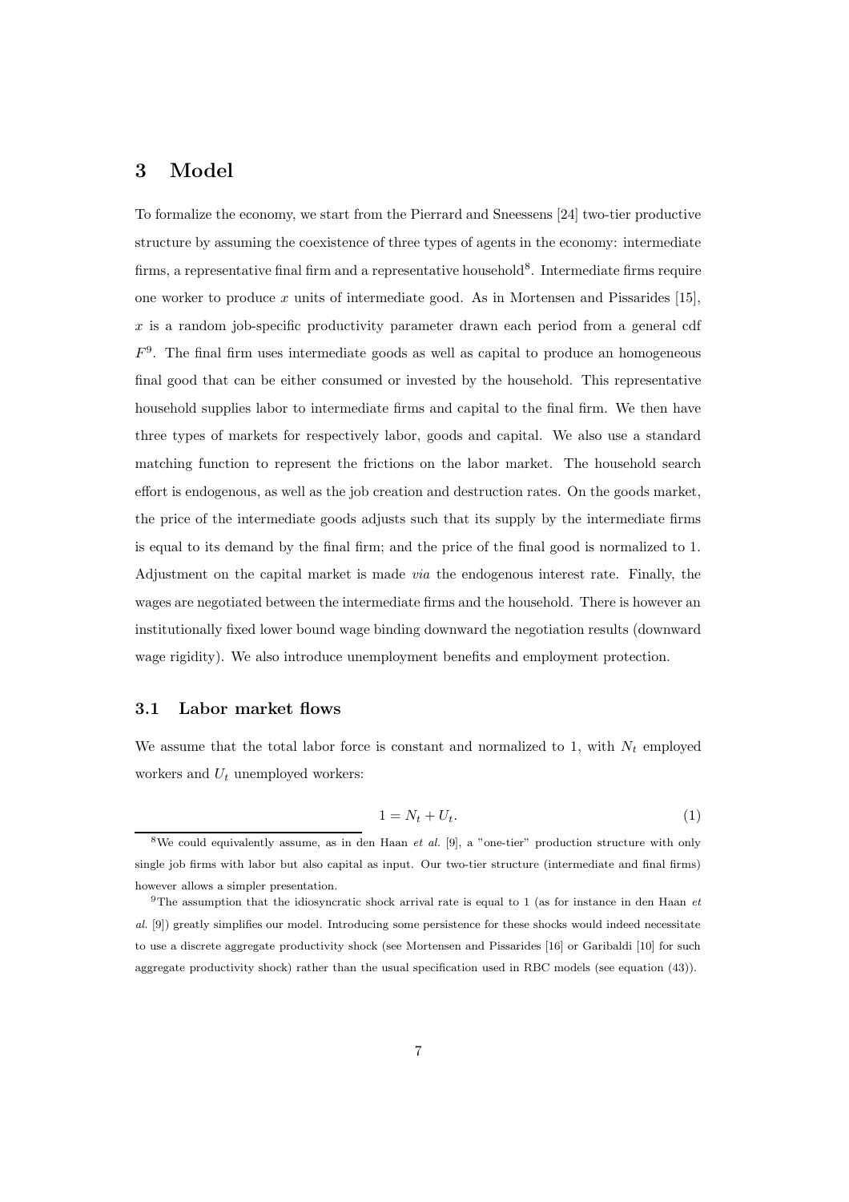# 3 Model

To formalize the economy, we start from the Pierrard and Sneessens [24] two-tier productive structure by assuming the coexistence of three types of agents in the economy: intermediate firms, a representative final firm and a representative household[8]. Intermediate firms require one worker to produce $x$ units of intermediate good. As in Mortensen and Pissarides [15], $x$ is a random job-specific productivity parameter drawn each period from a general cdf $F$[9]. The final firm uses intermediate goods as well as capital to produce an homogeneous final good that can be either consumed or invested by the household. This representative household supplies labor to intermediate firms and capital to the final firm. We then have three types of markets for respectively labor, goods and capital. We also use a standard matching function to represent the frictions on the labor market. The household search effort is endogenous, as well as the job creation and destruction rates. On the goods market, the price of the intermediate goods adjusts such that its supply by the intermediate firms is equal to its demand by the final firm; and the price of the final good is normalized to 1. Adjustment on the capital market is made *via* the endogenous interest rate. Finally, the wages are negotiated between the intermediate firms and the household. There is however an institutionally fixed lower bound wage binding downward the negotiation results (downward wage rigidity). We also introduce unemployment benefits and employment protection.

## 3.1 Labor market flows

We assume that the total labor force is constant and normalized to 1, with $N_t$ employed workers and $U_t$ unemployed workers:

$$1 = N_t + U_t. \tag{1}$$

[8] We could equivalently assume, as in den Haan *et al.* [9], a "one-tier" production structure with only single job firms with labor but also capital as input. Our two-tier structure (intermediate and final firms) however allows a simpler presentation.

[9] The assumption that the idiosyncratic shock arrival rate is equal to 1 (as for instance in den Haan *et al.* [9]) greatly simplifies our model. Introducing some persistence for these shocks would indeed necessitate to use a discrete aggregate productivity shock (see Mortensen and Pissarides [16] or Garibaldi [10] for such aggregate productivity shock) rather than the usual specification used in RBC models (see equation (43)).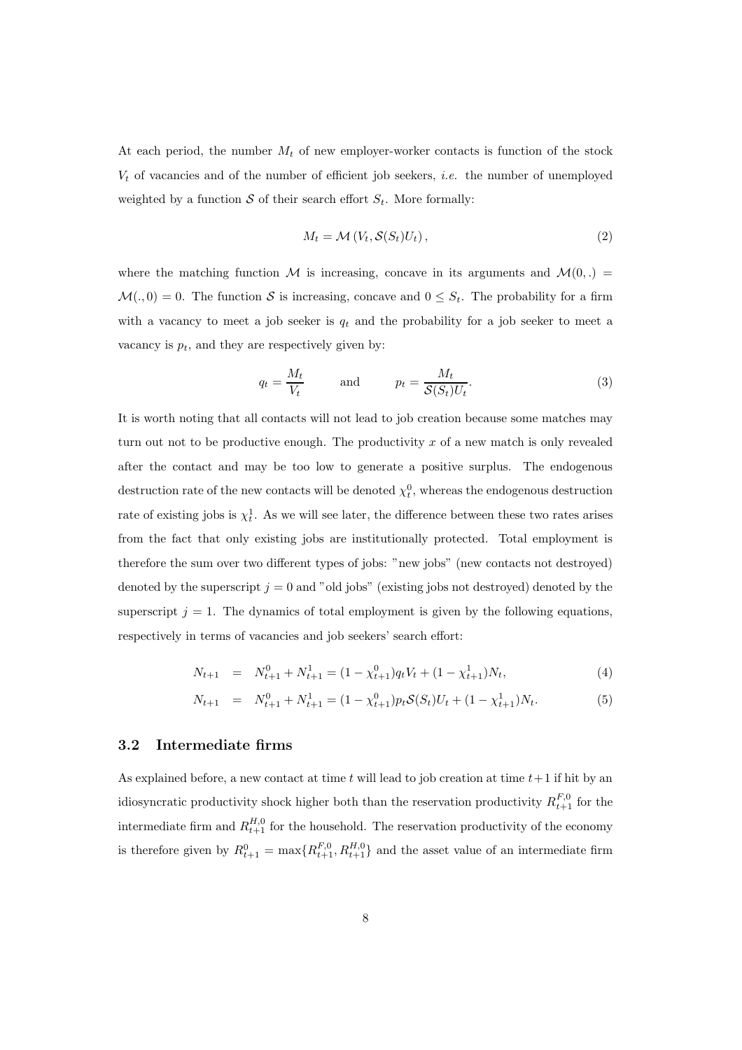At each period, the number $M_t$ of new employer-worker contacts is function of the stock $V_t$ of vacancies and of the number of efficient job seekers, *i.e.* the number of unemployed weighted by a function $\mathcal{S}$ of their search effort $S_t$. More formally:

$$M_t = \mathcal{M}\left(V_t, \mathcal{S}(S_t)U_t\right), \tag{2}$$

where the matching function $\mathcal{M}$ is increasing, concave in its arguments and $\mathcal{M}(0,.) = \mathcal{M}(.,0) = 0$. The function $\mathcal{S}$ is increasing, concave and $0 \leq S_t$. The probability for a firm with a vacancy to meet a job seeker is $q_t$ and the probability for a job seeker to meet a vacancy is $p_t$, and they are respectively given by:

$$q_t = \frac{M_t}{V_t} \qquad \text{and} \qquad p_t = \frac{M_t}{\mathcal{S}(S_t)U_t}. \tag{3}$$

It is worth noting that all contacts will not lead to job creation because some matches may turn out not to be productive enough. The productivity $x$ of a new match is only revealed after the contact and may be too low to generate a positive surplus. The endogenous destruction rate of the new contacts will be denoted $\chi_t^0$, whereas the endogenous destruction rate of existing jobs is $\chi_t^1$. As we will see later, the difference between these two rates arises from the fact that only existing jobs are institutionally protected. Total employment is therefore the sum over two different types of jobs: "new jobs" (new contacts not destroyed) denoted by the superscript $j = 0$ and "old jobs" (existing jobs not destroyed) denoted by the superscript $j = 1$. The dynamics of total employment is given by the following equations, respectively in terms of vacancies and job seekers' search effort:

$$N_{t+1} = N_{t+1}^0 + N_{t+1}^1 = (1 - \chi_{t+1}^0)q_t V_t + (1 - \chi_{t+1}^1)N_t, \tag{4}$$

$$N_{t+1} = N_{t+1}^0 + N_{t+1}^1 = (1 - \chi_{t+1}^0)p_t \mathcal{S}(S_t)U_t + (1 - \chi_{t+1}^1)N_t. \tag{5}$$

## 3.2 Intermediate firms

As explained before, a new contact at time $t$ will lead to job creation at time $t+1$ if hit by an idiosyncratic productivity shock higher both than the reservation productivity $R_{t+1}^{F,0}$ for the intermediate firm and $R_{t+1}^{H,0}$ for the household. The reservation productivity of the economy is therefore given by $R_{t+1}^0 = \max\{R_{t+1}^{F,0}, R_{t+1}^{H,0}\}$ and the asset value of an intermediate firm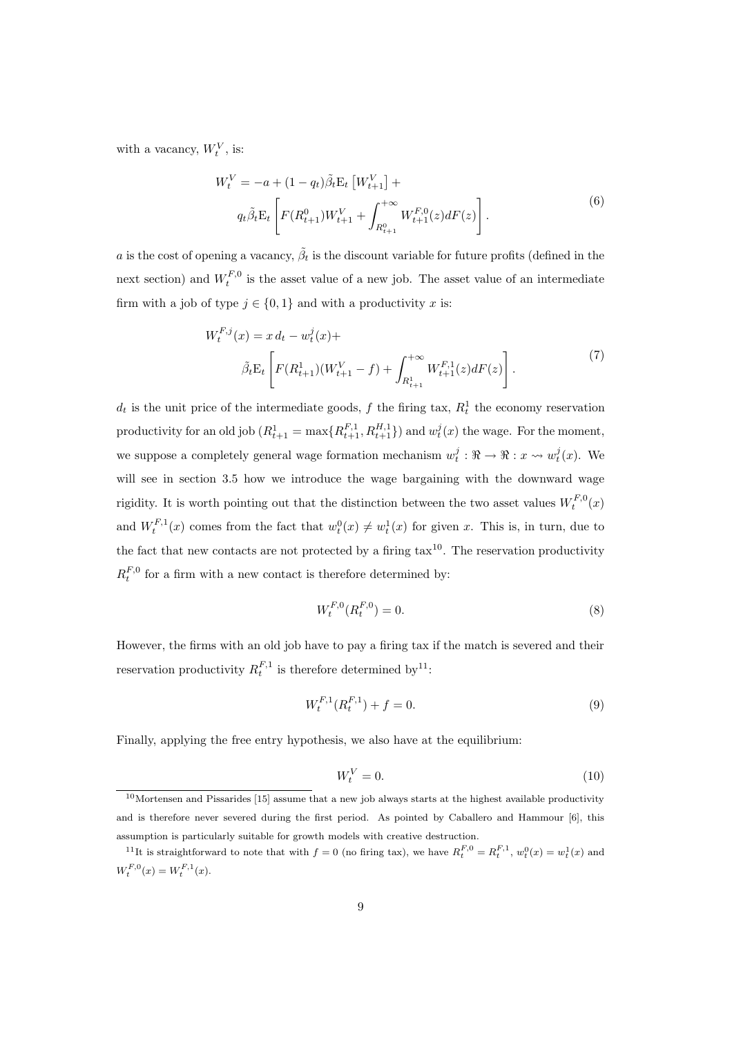with a vacancy, $W_t^V$, is:

$$
\begin{aligned}
W_t^V = & -a + (1-q_t)\tilde{\beta}_t \mathrm{E}_t \left[ W_{t+1}^V \right] + \\
& q_t \tilde{\beta}_t \mathrm{E}_t \left[ F(R_{t+1}^0) W_{t+1}^V + \int_{R_{t+1}^0}^{+\infty} W_{t+1}^{F,0}(z) dF(z) \right].
\end{aligned}
\tag{6}
$$

$a$ is the cost of opening a vacancy, $\tilde{\beta}_t$ is the discount variable for future profits (defined in the next section) and $W_t^{F,0}$ is the asset value of a new job. The asset value of an intermediate firm with a job of type $j \in \{0, 1\}$ and with a productivity $x$ is:

$$
\begin{aligned}
W_t^{F,j}(x) = & \, x\, d_t - w_t^j(x) + \\
& \tilde{\beta}_t \mathrm{E}_t \left[ F(R_{t+1}^1)(W_{t+1}^V - f) + \int_{R_{t+1}^1}^{+\infty} W_{t+1}^{F,1}(z) dF(z) \right].
\end{aligned}
\tag{7}
$$

$d_t$ is the unit price of the intermediate goods, $f$ the firing tax, $R_t^1$ the economy reservation productivity for an old job ($R_{t+1}^1 = \max\{R_{t+1}^{F,1}, R_{t+1}^{H,1}\}$) and $w_t^j(x)$ the wage. For the moment, we suppose a completely general wage formation mechanism $w_t^j : \Re \to \Re : x \rightsquigarrow w_t^j(x)$. We will see in section 3.5 how we introduce the wage bargaining with the downward wage rigidity. It is worth pointing out that the distinction between the two asset values $W_t^{F,0}(x)$ and $W_t^{F,1}(x)$ comes from the fact that $w_t^0(x) \neq w_t^1(x)$ for given $x$. This is, in turn, due to the fact that new contacts are not protected by a firing tax[10]. The reservation productivity $R_t^{F,0}$ for a firm with a new contact is therefore determined by:

$$
W_t^{F,0}(R_t^{F,0}) = 0. \tag{8}
$$

However, the firms with an old job have to pay a firing tax if the match is severed and their reservation productivity $R_t^{F,1}$ is therefore determined by[11]:

$$
W_t^{F,1}(R_t^{F,1}) + f = 0. \tag{9}
$$

Finally, applying the free entry hypothesis, we also have at the equilibrium:

$$
W_t^V = 0. \tag{10}
$$

[10] Mortensen and Pissarides [15] assume that a new job always starts at the highest available productivity and is therefore never severed during the first period. As pointed by Caballero and Hammour [6], this assumption is particularly suitable for growth models with creative destruction.

[11] It is straightforward to note that with $f = 0$ (no firing tax), we have $R_t^{F,0} = R_t^{F,1}$, $w_t^0(x) = w_t^1(x)$ and $W_t^{F,0}(x) = W_t^{F,1}(x)$.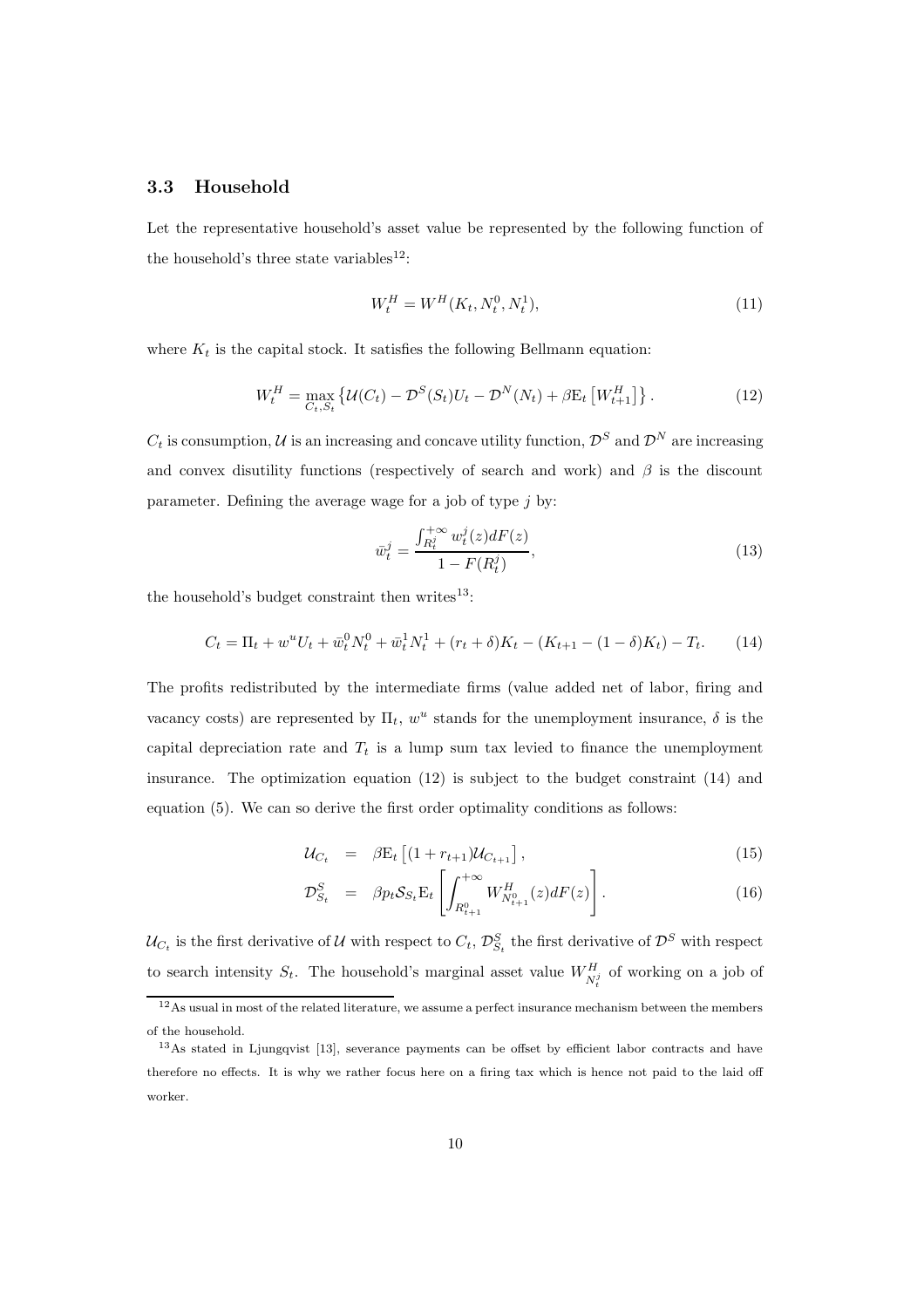### 3.3 Household

Let the representative household's asset value be represented by the following function of the household's three state variables[12]:

$$W_t^H = W^H(K_t, N_t^0, N_t^1), \tag{11}$$

where $K_t$ is the capital stock. It satisfies the following Bellmann equation:

$$W_t^H = \max_{C_t, S_t} \left\{ \mathcal{U}(C_t) - \mathcal{D}^S(S_t)U_t - \mathcal{D}^N(N_t) + \beta \mathrm{E}_t \left[ W_{t+1}^H \right] \right\}. \tag{12}$$

$C_t$ is consumption, $\mathcal{U}$ is an increasing and concave utility function, $\mathcal{D}^S$ and $\mathcal{D}^N$ are increasing and convex disutility functions (respectively of search and work) and $\beta$ is the discount parameter. Defining the average wage for a job of type $j$ by:

$$\bar{w}_t^j = \frac{\int_{R_t^j}^{+\infty} w_t^j(z) dF(z)}{1 - F(R_t^j)}, \tag{13}$$

the household's budget constraint then writes[13]:

$$C_t = \Pi_t + w^u U_t + \bar{w}_t^0 N_t^0 + \bar{w}_t^1 N_t^1 + (r_t + \delta) K_t - (K_{t+1} - (1-\delta) K_t) - T_t. \tag{14}$$

The profits redistributed by the intermediate firms (value added net of labor, firing and vacancy costs) are represented by $\Pi_t$, $w^u$ stands for the unemployment insurance, $\delta$ is the capital depreciation rate and $T_t$ is a lump sum tax levied to finance the unemployment insurance. The optimization equation (12) is subject to the budget constraint (14) and equation (5). We can so derive the first order optimality conditions as follows:

$$\mathcal{U}_{C_t} = \beta \mathrm{E}_t \left[ (1 + r_{t+1}) \mathcal{U}_{C_{t+1}} \right], \tag{15}$$

$$\mathcal{D}_{S_t}^S = \beta p_t \mathcal{S}_{S_t} \mathrm{E}_t \left[ \int_{R_{t+1}^0}^{+\infty} W_{N_{t+1}^0}^H (z) dF(z) \right]. \tag{16}$$

$\mathcal{U}_{C_t}$ is the first derivative of $\mathcal{U}$ with respect to $C_t$, $\mathcal{D}_{S_t}^S$ the first derivative of $\mathcal{D}^S$ with respect to search intensity $S_t$. The household's marginal asset value $W_{N_t^j}^H$ of working on a job of

[12] As usual in most of the related literature, we assume a perfect insurance mechanism between the members of the household.

[13] As stated in Ljungqvist [13], severance payments can be offset by efficient labor contracts and have therefore no effects. It is why we rather focus here on a firing tax which is hence not paid to the laid off worker.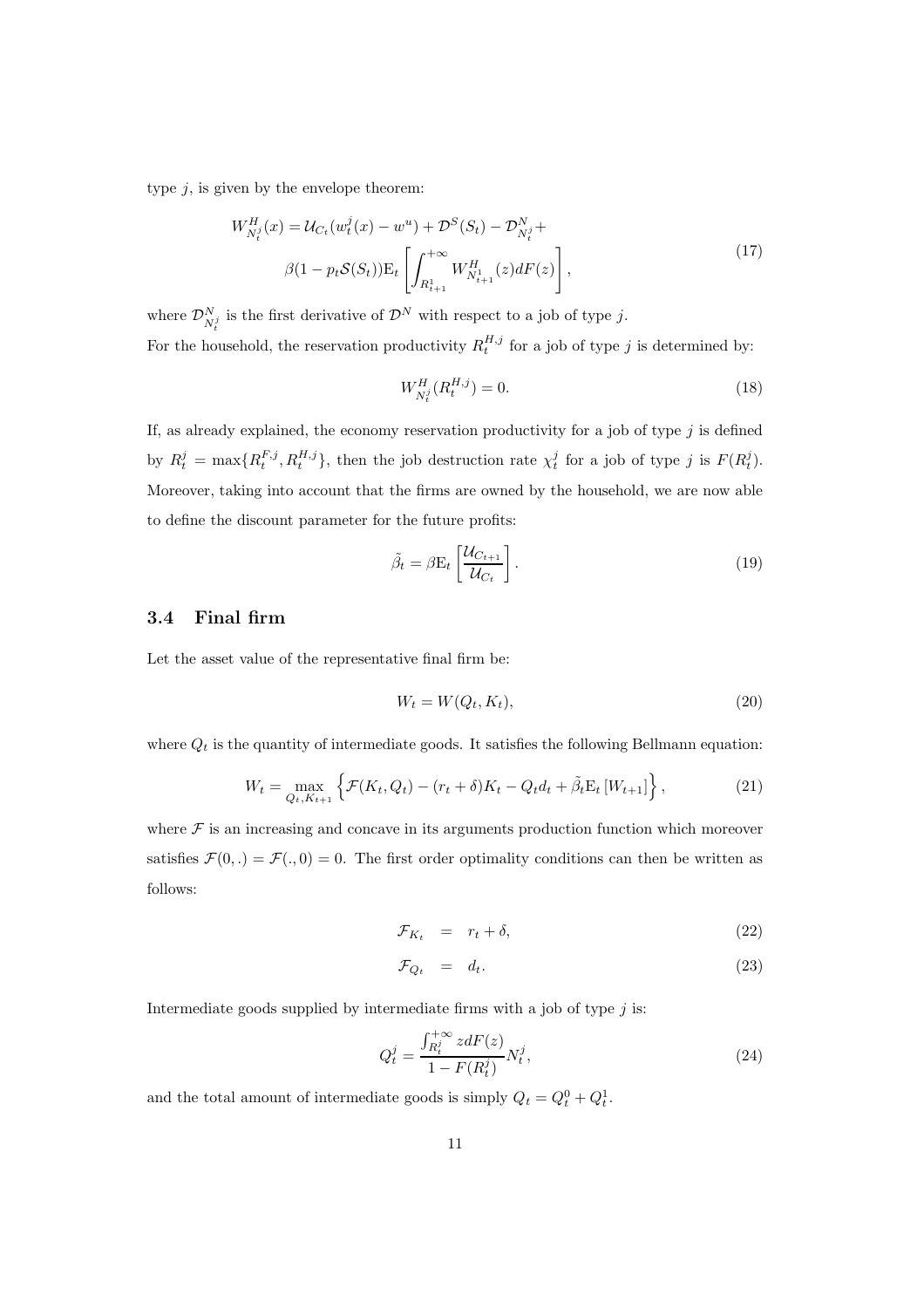type $j$, is given by the envelope theorem:

$$
\begin{aligned}
W^H_{N^j_t}(x) = &\, \mathcal{U}_{C_t}(w^j_t(x) - w^u) + \mathcal{D}^S(S_t) - \mathcal{D}^N_{N^j_t} + \\
&\beta(1 - p_t \mathcal{S}(S_t)) \mathrm{E}_t \left[ \int_{R^1_{t+1}}^{+\infty} W^H_{N^1_{t+1}}(z) dF(z) \right],
\end{aligned} \tag{17}
$$

where $\mathcal{D}^N_{N^j_t}$ is the first derivative of $\mathcal{D}^N$ with respect to a job of type $j$.

For the household, the reservation productivity $R^{H,j}_t$ for a job of type $j$ is determined by:

$$
W^H_{N^j_t}(R^{H,j}_t) = 0. \tag{18}
$$

If, as already explained, the economy reservation productivity for a job of type $j$ is defined by $R^j_t = \max\{R^{F,j}_t, R^{H,j}_t\}$, then the job destruction rate $\chi^j_t$ for a job of type $j$ is $F(R^j_t)$. Moreover, taking into account that the firms are owned by the household, we are now able to define the discount parameter for the future profits:

$$
\tilde{\beta}_t = \beta \mathrm{E}_t \left[ \frac{\mathcal{U}_{C_{t+1}}}{\mathcal{U}_{C_t}} \right]. \tag{19}
$$

### 3.4 Final firm

Let the asset value of the representative final firm be:

$$
W_t = W(Q_t, K_t), \tag{20}
$$

where $Q_t$ is the quantity of intermediate goods. It satisfies the following Bellmann equation:

$$
W_t = \max_{Q_t, K_{t+1}} \left\{ \mathcal{F}(K_t, Q_t) - (r_t + \delta) K_t - Q_t d_t + \tilde{\beta}_t \mathrm{E}_t \left[ W_{t+1} \right] \right\}, \tag{21}
$$

where $\mathcal{F}$ is an increasing and concave in its arguments production function which moreover satisfies $\mathcal{F}(0,.) = \mathcal{F}(.,0) = 0$. The first order optimality conditions can then be written as follows:

$$
\mathcal{F}_{K_t} = r_t + \delta, \tag{22}
$$

$$
\mathcal{F}_{Q_t} = d_t. \tag{23}
$$

Intermediate goods supplied by intermediate firms with a job of type $j$ is:

$$
Q^j_t = \frac{\int_{R^j_t}^{+\infty} z dF(z)}{1 - F(R^j_t)} N^j_t, \tag{24}
$$

and the total amount of intermediate goods is simply $Q_t = Q^0_t + Q^1_t$.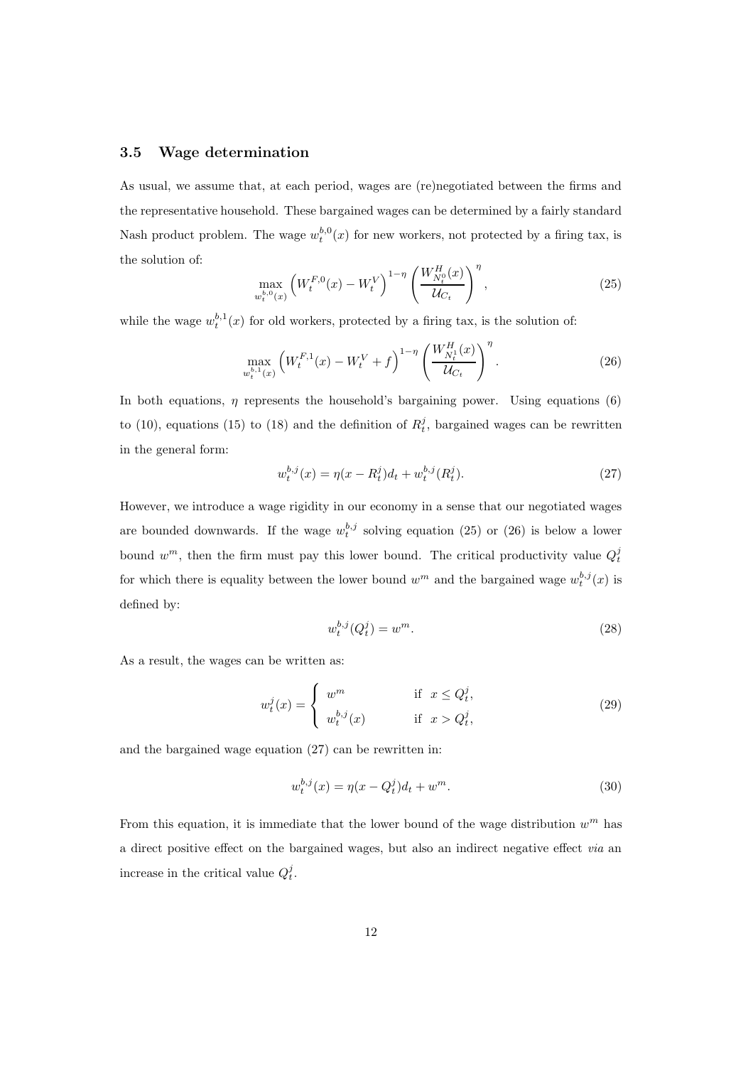### 3.5 Wage determination

As usual, we assume that, at each period, wages are (re)negotiated between the firms and the representative household. These bargained wages can be determined by a fairly standard Nash product problem. The wage $w_t^{b,0}(x)$ for new workers, not protected by a firing tax, is the solution of:

$$\max_{w_t^{b,0}(x)} \left(W_t^{F,0}(x) - W_t^V\right)^{1-\eta} \left(\frac{W_{N_t^0}^H(x)}{\mathcal{U}_{C_t}}\right)^{\eta}, \tag{25}$$

while the wage $w_t^{b,1}(x)$ for old workers, protected by a firing tax, is the solution of:

$$\max_{w_t^{b,1}(x)} \left(W_t^{F,1}(x) - W_t^V + f\right)^{1-\eta} \left(\frac{W_{N_t^1}^H(x)}{\mathcal{U}_{C_t}}\right)^{\eta}. \tag{26}$$

In both equations, $\eta$ represents the household's bargaining power. Using equations (6) to (10), equations (15) to (18) and the definition of $R_t^j$, bargained wages can be rewritten in the general form:

$$w_t^{b,j}(x) = \eta(x - R_t^j)d_t + w_t^{b,j}(R_t^j). \tag{27}$$

However, we introduce a wage rigidity in our economy in a sense that our negotiated wages are bounded downwards. If the wage $w_t^{b,j}$ solving equation (25) or (26) is below a lower bound $w^m$, then the firm must pay this lower bound. The critical productivity value $Q_t^j$ for which there is equality between the lower bound $w^m$ and the bargained wage $w_t^{b,j}(x)$ is defined by:

$$w_t^{b,j}(Q_t^j) = w^m. \tag{28}$$

As a result, the wages can be written as:

$$w_t^j(x) = \begin{cases} w^m & \text{if } \ x \leq Q_t^j, \\ w_t^{b,j}(x) & \text{if } \ x > Q_t^j, \end{cases} \tag{29}$$

and the bargained wage equation (27) can be rewritten in:

$$w_t^{b,j}(x) = \eta(x - Q_t^j)d_t + w^m. \tag{30}$$

From this equation, it is immediate that the lower bound of the wage distribution $w^m$ has a direct positive effect on the bargained wages, but also an indirect negative effect *via* an increase in the critical value $Q_t^j$.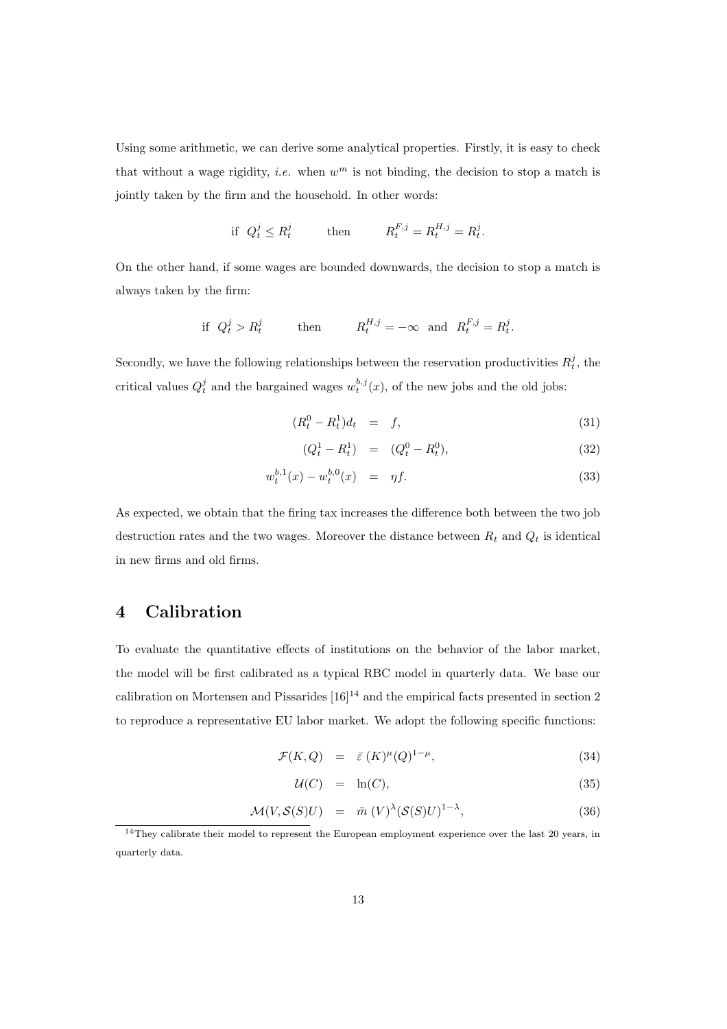Using some arithmetic, we can derive some analytical properties. Firstly, it is easy to check that without a wage rigidity, *i.e.* when $w^m$ is not binding, the decision to stop a match is jointly taken by the firm and the household. In other words:

$$\text{if } \; Q_t^j \leq R_t^j \qquad \text{then} \qquad R_t^{F,j} = R_t^{H,j} = R_t^j.$$

On the other hand, if some wages are bounded downwards, the decision to stop a match is always taken by the firm:

$$\text{if } \; Q_t^j > R_t^j \qquad \text{then} \qquad R_t^{H,j} = -\infty \;\text{ and }\; R_t^{F,j} = R_t^j.$$

Secondly, we have the following relationships between the reservation productivities $R_t^j$, the critical values $Q_t^j$ and the bargained wages $w_t^{b,j}(x)$, of the new jobs and the old jobs:

$$(R_t^0 - R_t^1)d_t = f, \tag{31}$$

$$(Q_t^1 - R_t^1) = (Q_t^0 - R_t^0), \tag{32}$$

$$w_t^{b,1}(x) - w_t^{b,0}(x) = \eta f. \tag{33}$$

As expected, we obtain that the firing tax increases the difference both between the two job destruction rates and the two wages. Moreover the distance between $R_t$ and $Q_t$ is identical in new firms and old firms.

## 4 Calibration

To evaluate the quantitative effects of institutions on the behavior of the labor market, the model will be first calibrated as a typical RBC model in quarterly data. We base our calibration on Mortensen and Pissarides [16][14] and the empirical facts presented in section 2 to reproduce a representative EU labor market. We adopt the following specific functions:

$$\mathcal{F}(K, Q) = \bar{\varepsilon}\, (K)^{\mu}(Q)^{1-\mu}, \tag{34}$$

$$\mathcal{U}(C) = \ln(C), \tag{35}$$

$$\mathcal{M}(V, \mathcal{S}(S)U) = \bar{m}\, (V)^{\lambda}(\mathcal{S}(S)U)^{1-\lambda}, \tag{36}$$

[14] They calibrate their model to represent the European employment experience over the last 20 years, in quarterly data.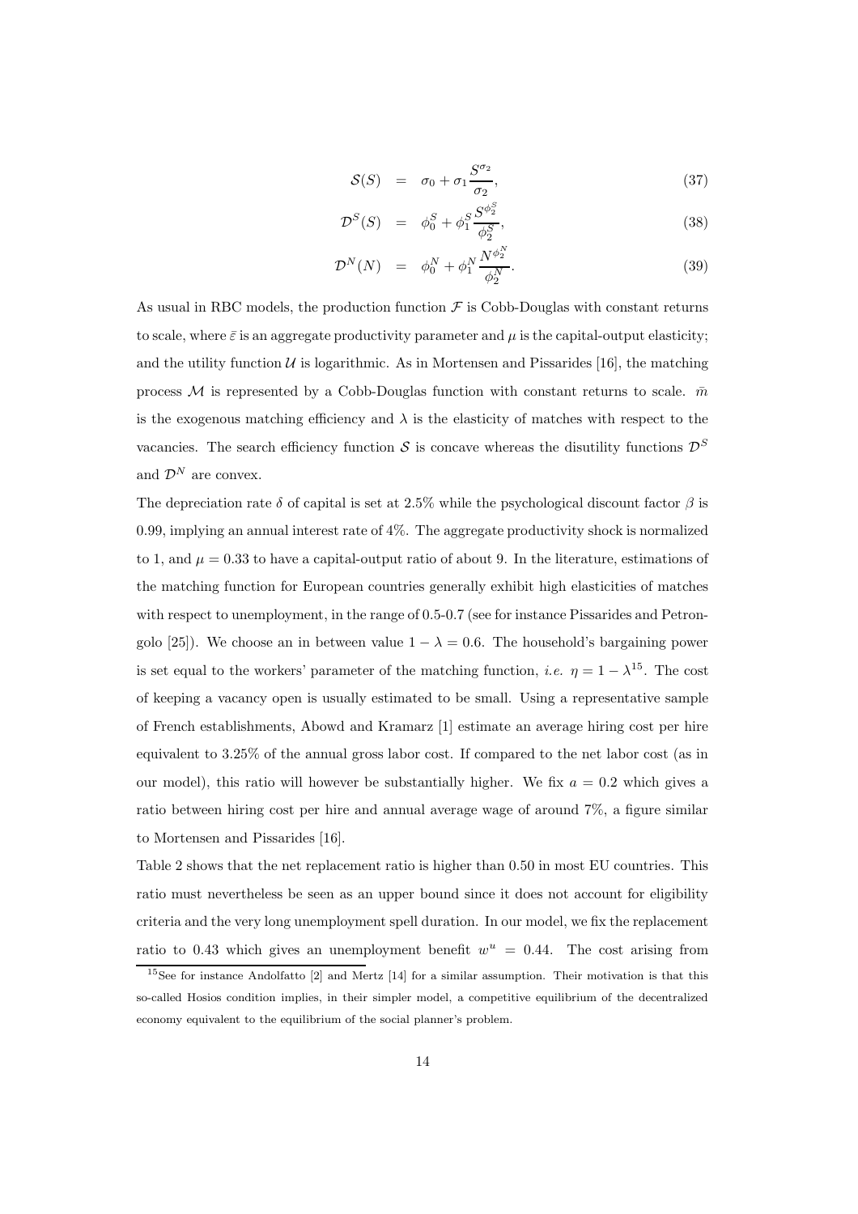$$
\begin{aligned}
\mathcal{S}(S) &= \sigma_0 + \sigma_1 \frac{S^{\sigma_2}}{\sigma_2}, && (37)\\
\mathcal{D}^S(S) &= \phi_0^S + \phi_1^S \frac{S^{\phi_2^S}}{\phi_2^S}, && (38)\\
\mathcal{D}^N(N) &= \phi_0^N + \phi_1^N \frac{N^{\phi_2^N}}{\phi_2^N}. && (39)
\end{aligned}
$$

As usual in RBC models, the production function $\mathcal{F}$ is Cobb-Douglas with constant returns to scale, where $\bar{\varepsilon}$ is an aggregate productivity parameter and $\mu$ is the capital-output elasticity; and the utility function $\mathcal{U}$ is logarithmic. As in Mortensen and Pissarides [16], the matching process $\mathcal{M}$ is represented by a Cobb-Douglas function with constant returns to scale. $\bar{m}$ is the exogenous matching efficiency and $\lambda$ is the elasticity of matches with respect to the vacancies. The search efficiency function $\mathcal{S}$ is concave whereas the disutility functions $\mathcal{D}^S$ and $\mathcal{D}^N$ are convex.

The depreciation rate $\delta$ of capital is set at 2.5% while the psychological discount factor $\beta$ is 0.99, implying an annual interest rate of 4%. The aggregate productivity shock is normalized to 1, and $\mu = 0.33$ to have a capital-output ratio of about 9. In the literature, estimations of the matching function for European countries generally exhibit high elasticities of matches with respect to unemployment, in the range of 0.5-0.7 (see for instance Pissarides and Petrongolo [25]). We choose an in between value $1 - \lambda = 0.6$. The household's bargaining power is set equal to the workers' parameter of the matching function, *i.e.* $\eta = 1 - \lambda$[15]. The cost of keeping a vacancy open is usually estimated to be small. Using a representative sample of French establishments, Abowd and Kramarz [1] estimate an average hiring cost per hire equivalent to 3.25% of the annual gross labor cost. If compared to the net labor cost (as in our model), this ratio will however be substantially higher. We fix $a = 0.2$ which gives a ratio between hiring cost per hire and annual average wage of around 7%, a figure similar to Mortensen and Pissarides [16].

Table 2 shows that the net replacement ratio is higher than 0.50 in most EU countries. This ratio must nevertheless be seen as an upper bound since it does not account for eligibility criteria and the very long unemployment spell duration. In our model, we fix the replacement ratio to 0.43 which gives an unemployment benefit $w^u = 0.44$. The cost arising from

[15] See for instance Andolfatto [2] and Mertz [14] for a similar assumption. Their motivation is that this so-called Hosios condition implies, in their simpler model, a competitive equilibrium of the decentralized economy equivalent to the equilibrium of the social planner's problem.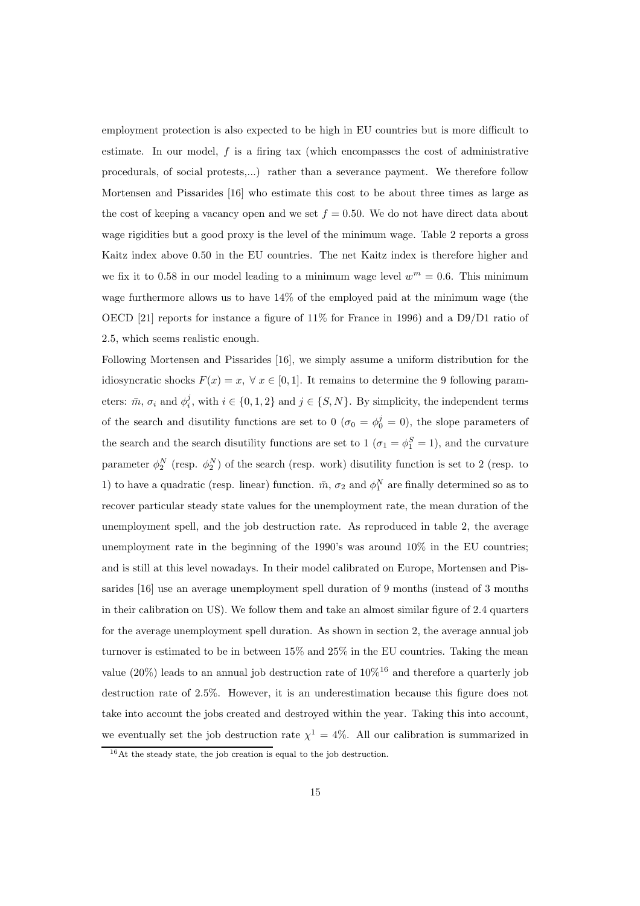employment protection is also expected to be high in EU countries but is more difficult to estimate. In our model, $f$ is a firing tax (which encompasses the cost of administrative procedurals, of social protests,...) rather than a severance payment. We therefore follow Mortensen and Pissarides [16] who estimate this cost to be about three times as large as the cost of keeping a vacancy open and we set $f = 0.50$. We do not have direct data about wage rigidities but a good proxy is the level of the minimum wage. Table 2 reports a gross Kaitz index above 0.50 in the EU countries. The net Kaitz index is therefore higher and we fix it to 0.58 in our model leading to a minimum wage level $w^m = 0.6$. This minimum wage furthermore allows us to have 14% of the employed paid at the minimum wage (the OECD [21] reports for instance a figure of 11% for France in 1996) and a D9/D1 ratio of 2.5, which seems realistic enough.

Following Mortensen and Pissarides [16], we simply assume a uniform distribution for the idiosyncratic shocks $F(x) = x$, $\forall\, x \in [0, 1]$. It remains to determine the 9 following parameters: $\bar{m}$, $\sigma_i$ and $\phi_i^j$, with $i \in \{0, 1, 2\}$ and $j \in \{S, N\}$. By simplicity, the independent terms of the search and disutility functions are set to 0 ($\sigma_0 = \phi_0^j = 0$), the slope parameters of the search and the search disutility functions are set to 1 ($\sigma_1 = \phi_1^S = 1$), and the curvature parameter $\phi_2^N$ (resp. $\phi_2^N$) of the search (resp. work) disutility function is set to 2 (resp. to 1) to have a quadratic (resp. linear) function. $\bar{m}$, $\sigma_2$ and $\phi_1^N$ are finally determined so as to recover particular steady state values for the unemployment rate, the mean duration of the unemployment spell, and the job destruction rate. As reproduced in table 2, the average unemployment rate in the beginning of the 1990's was around 10% in the EU countries; and is still at this level nowadays. In their model calibrated on Europe, Mortensen and Pissarides [16] use an average unemployment spell duration of 9 months (instead of 3 months in their calibration on US). We follow them and take an almost similar figure of 2.4 quarters for the average unemployment spell duration. As shown in section 2, the average annual job turnover is estimated to be in between 15% and 25% in the EU countries. Taking the mean value (20%) leads to an annual job destruction rate of 10%[16] and therefore a quarterly job destruction rate of 2.5%. However, it is an underestimation because this figure does not take into account the jobs created and destroyed within the year. Taking this into account, we eventually set the job destruction rate $\chi^1 = 4\%$. All our calibration is summarized in

[16] At the steady state, the job creation is equal to the job destruction.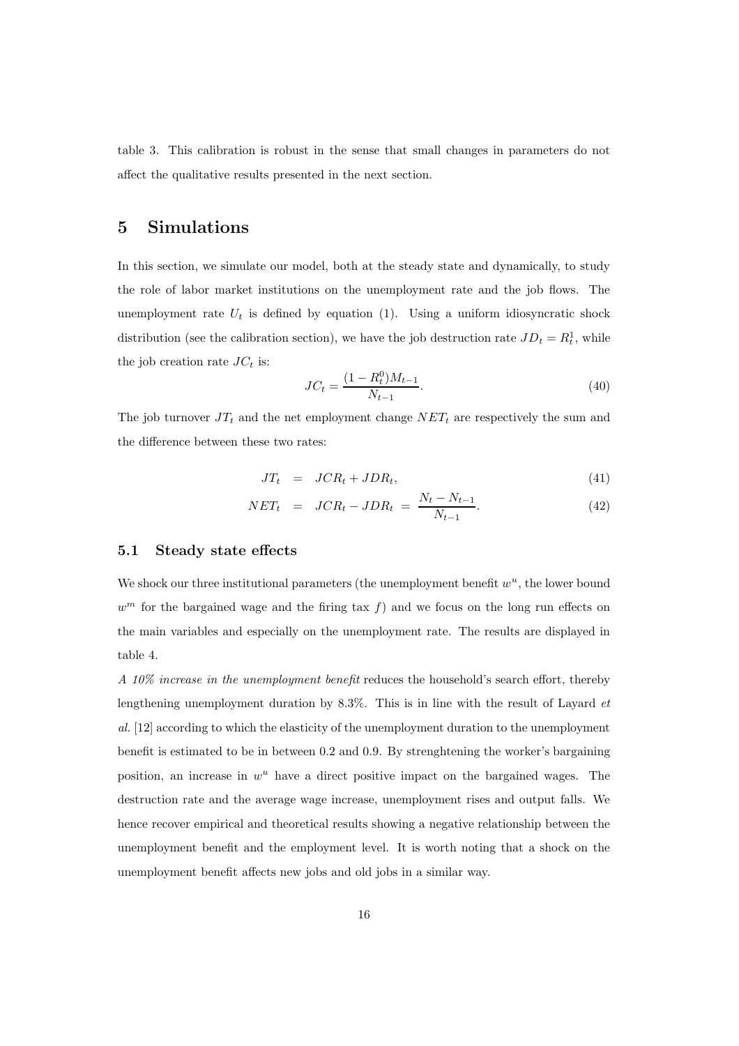table 3. This calibration is robust in the sense that small changes in parameters do not affect the qualitative results presented in the next section.

# 5 Simulations

In this section, we simulate our model, both at the steady state and dynamically, to study the role of labor market institutions on the unemployment rate and the job flows. The unemployment rate $U_t$ is defined by equation (1). Using a uniform idiosyncratic shock distribution (see the calibration section), we have the job destruction rate $JD_t = R_t^1$, while the job creation rate $JC_t$ is:

$$JC_t = \frac{(1-R_t^0)M_{t-1}}{N_{t-1}}. \tag{40}$$

The job turnover $JT_t$ and the net employment change $NET_t$ are respectively the sum and the difference between these two rates:

$$JT_t = JCR_t + JDR_t, \tag{41}$$

$$NET_t = JCR_t - JDR_t = \frac{N_t - N_{t-1}}{N_{t-1}}. \tag{42}$$

## 5.1 Steady state effects

We shock our three institutional parameters (the unemployment benefit $w^u$, the lower bound $w^m$ for the bargained wage and the firing tax $f$) and we focus on the long run effects on the main variables and especially on the unemployment rate. The results are displayed in table 4.

*A 10% increase in the unemployment benefit* reduces the household's search effort, thereby lengthening unemployment duration by 8.3%. This is in line with the result of Layard *et al.* [12] according to which the elasticity of the unemployment duration to the unemployment benefit is estimated to be in between 0.2 and 0.9. By strenghtening the worker's bargaining position, an increase in $w^u$ have a direct positive impact on the bargained wages. The destruction rate and the average wage increase, unemployment rises and output falls. We hence recover empirical and theoretical results showing a negative relationship between the unemployment benefit and the employment level. It is worth noting that a shock on the unemployment benefit affects new jobs and old jobs in a similar way.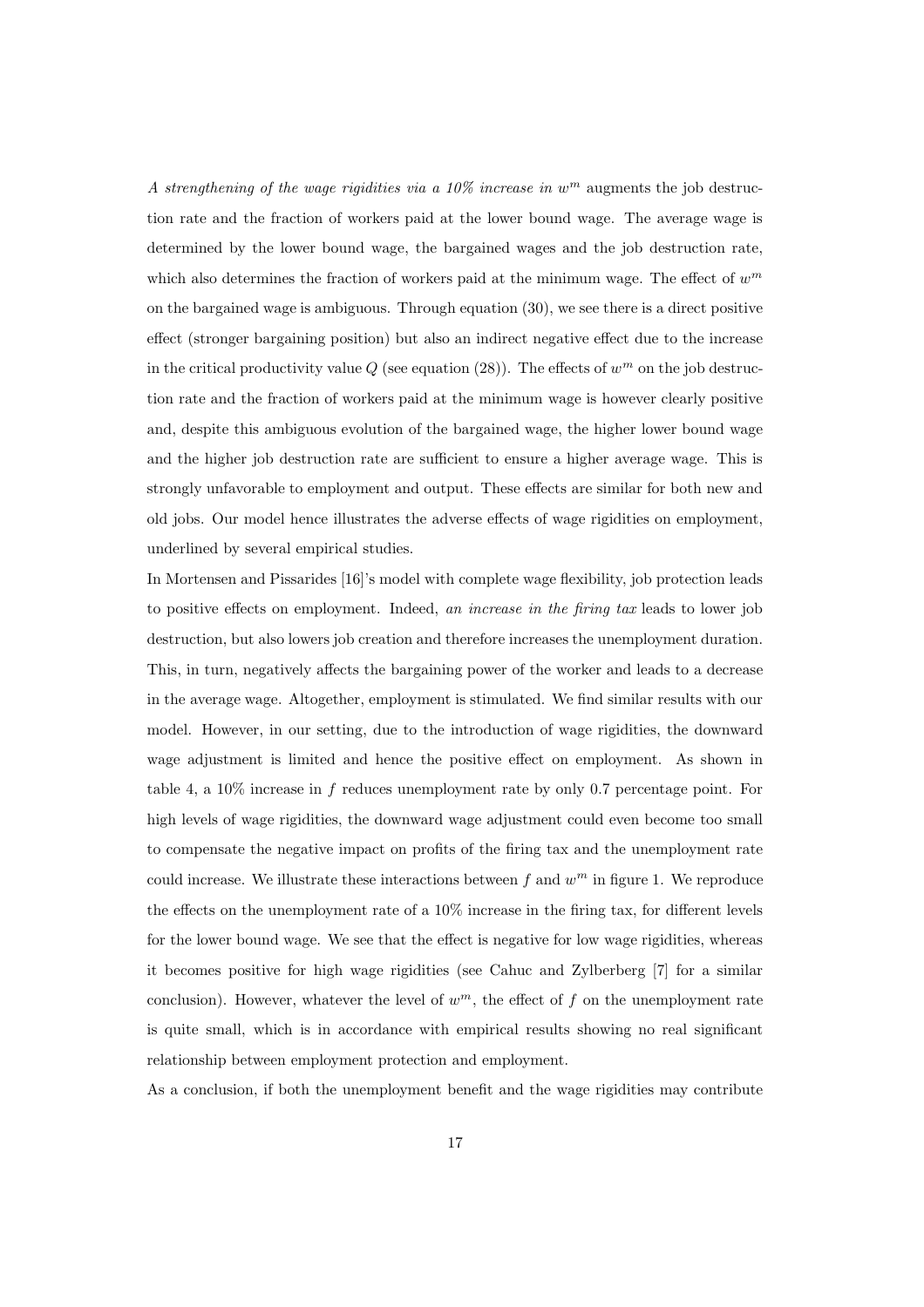*A strengthening of the wage rigidities via a 10% increase in $w^m$* augments the job destruction rate and the fraction of workers paid at the lower bound wage. The average wage is determined by the lower bound wage, the bargained wages and the job destruction rate, which also determines the fraction of workers paid at the minimum wage. The effect of $w^m$ on the bargained wage is ambiguous. Through equation (30), we see there is a direct positive effect (stronger bargaining position) but also an indirect negative effect due to the increase in the critical productivity value $Q$ (see equation (28)). The effects of $w^m$ on the job destruction rate and the fraction of workers paid at the minimum wage is however clearly positive and, despite this ambiguous evolution of the bargained wage, the higher lower bound wage and the higher job destruction rate are sufficient to ensure a higher average wage. This is strongly unfavorable to employment and output. These effects are similar for both new and old jobs. Our model hence illustrates the adverse effects of wage rigidities on employment, underlined by several empirical studies.

In Mortensen and Pissarides [16]'s model with complete wage flexibility, job protection leads to positive effects on employment. Indeed, *an increase in the firing tax* leads to lower job destruction, but also lowers job creation and therefore increases the unemployment duration. This, in turn, negatively affects the bargaining power of the worker and leads to a decrease in the average wage. Altogether, employment is stimulated. We find similar results with our model. However, in our setting, due to the introduction of wage rigidities, the downward wage adjustment is limited and hence the positive effect on employment. As shown in table 4, a 10% increase in $f$ reduces unemployment rate by only 0.7 percentage point. For high levels of wage rigidities, the downward wage adjustment could even become too small to compensate the negative impact on profits of the firing tax and the unemployment rate could increase. We illustrate these interactions between $f$ and $w^m$ in figure 1. We reproduce the effects on the unemployment rate of a 10% increase in the firing tax, for different levels for the lower bound wage. We see that the effect is negative for low wage rigidities, whereas it becomes positive for high wage rigidities (see Cahuc and Zylberberg [7] for a similar conclusion). However, whatever the level of $w^m$, the effect of $f$ on the unemployment rate is quite small, which is in accordance with empirical results showing no real significant relationship between employment protection and employment.

As a conclusion, if both the unemployment benefit and the wage rigidities may contribute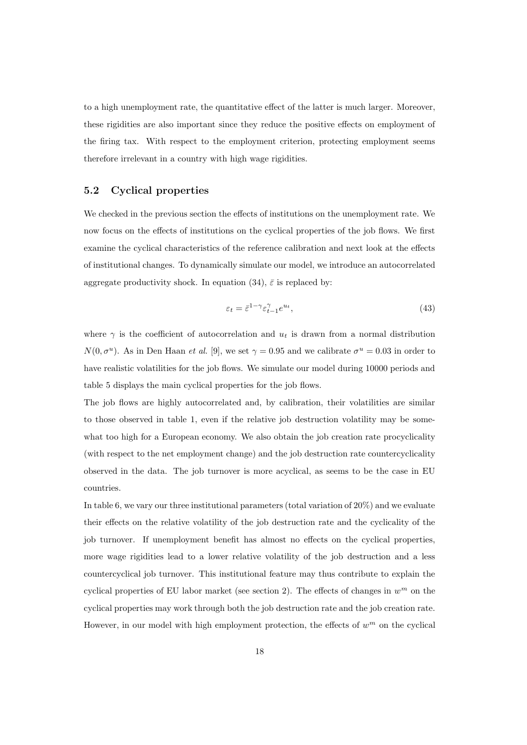to a high unemployment rate, the quantitative effect of the latter is much larger. Moreover, these rigidities are also important since they reduce the positive effects on employment of the firing tax. With respect to the employment criterion, protecting employment seems therefore irrelevant in a country with high wage rigidities.

### 5.2 Cyclical properties

We checked in the previous section the effects of institutions on the unemployment rate. We now focus on the effects of institutions on the cyclical properties of the job flows. We first examine the cyclical characteristics of the reference calibration and next look at the effects of institutional changes. To dynamically simulate our model, we introduce an autocorrelated aggregate productivity shock. In equation (34), $\bar{\varepsilon}$ is replaced by:

$$\varepsilon_t = \bar{\varepsilon}^{1-\gamma} \varepsilon_{t-1}^{\gamma} e^{u_t}, \tag{43}$$

where $\gamma$ is the coefficient of autocorrelation and $u_t$ is drawn from a normal distribution $N(0, \sigma^u)$. As in Den Haan *et al.* [9], we set $\gamma = 0.95$ and we calibrate $\sigma^u = 0.03$ in order to have realistic volatilities for the job flows. We simulate our model during 10000 periods and table 5 displays the main cyclical properties for the job flows.

The job flows are highly autocorrelated and, by calibration, their volatilities are similar to those observed in table 1, even if the relative job destruction volatility may be somewhat too high for a European economy. We also obtain the job creation rate procyclicality (with respect to the net employment change) and the job destruction rate countercyclicality observed in the data. The job turnover is more acyclical, as seems to be the case in EU countries.

In table 6, we vary our three institutional parameters (total variation of 20%) and we evaluate their effects on the relative volatility of the job destruction rate and the cyclicality of the job turnover. If unemployment benefit has almost no effects on the cyclical properties, more wage rigidities lead to a lower relative volatility of the job destruction and a less countercyclical job turnover. This institutional feature may thus contribute to explain the cyclical properties of EU labor market (see section 2). The effects of changes in $w^m$ on the cyclical properties may work through both the job destruction rate and the job creation rate. However, in our model with high employment protection, the effects of $w^m$ on the cyclical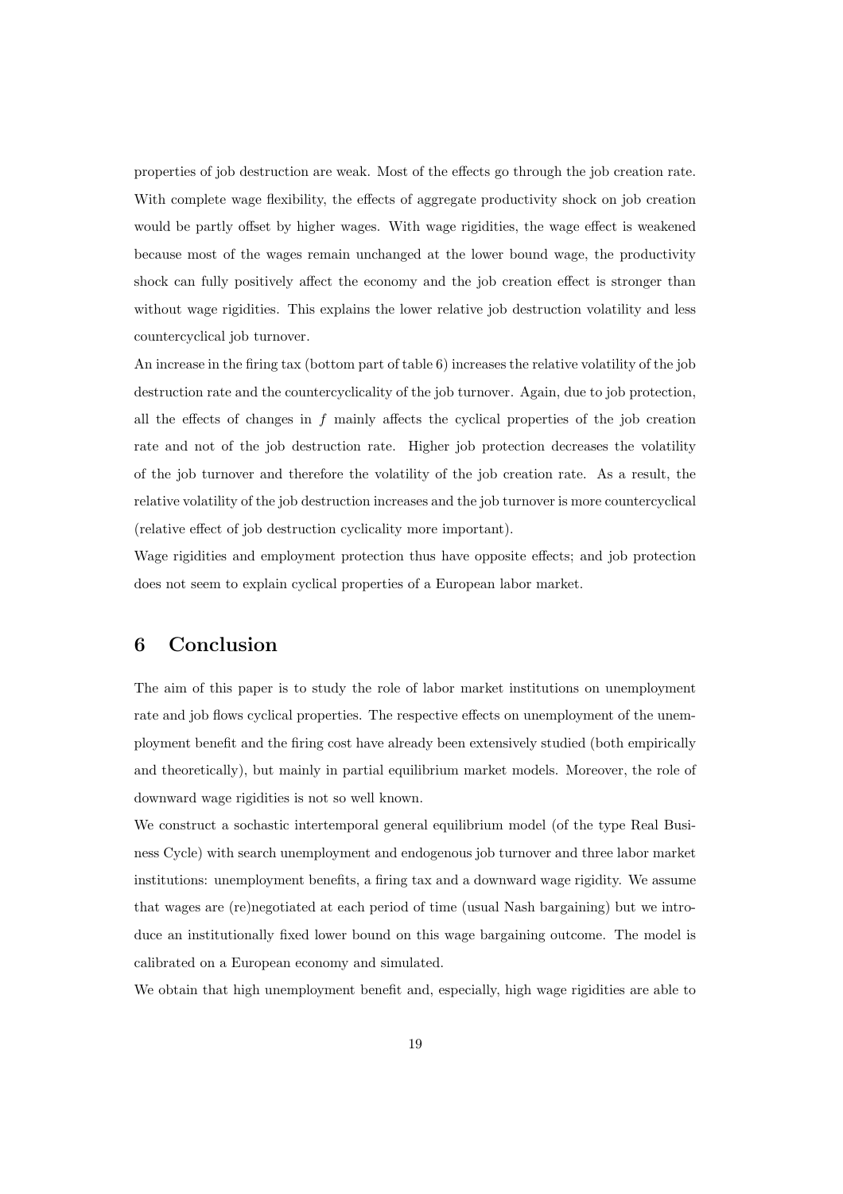properties of job destruction are weak. Most of the effects go through the job creation rate. With complete wage flexibility, the effects of aggregate productivity shock on job creation would be partly offset by higher wages. With wage rigidities, the wage effect is weakened because most of the wages remain unchanged at the lower bound wage, the productivity shock can fully positively affect the economy and the job creation effect is stronger than without wage rigidities. This explains the lower relative job destruction volatility and less countercyclical job turnover.

An increase in the firing tax (bottom part of table 6) increases the relative volatility of the job destruction rate and the countercyclicality of the job turnover. Again, due to job protection, all the effects of changes in $f$ mainly affects the cyclical properties of the job creation rate and not of the job destruction rate. Higher job protection decreases the volatility of the job turnover and therefore the volatility of the job creation rate. As a result, the relative volatility of the job destruction increases and the job turnover is more countercyclical (relative effect of job destruction cyclicality more important).

Wage rigidities and employment protection thus have opposite effects; and job protection does not seem to explain cyclical properties of a European labor market.

# 6 Conclusion

The aim of this paper is to study the role of labor market institutions on unemployment rate and job flows cyclical properties. The respective effects on unemployment of the unemployment benefit and the firing cost have already been extensively studied (both empirically and theoretically), but mainly in partial equilibrium market models. Moreover, the role of downward wage rigidities is not so well known.

We construct a sochastic intertemporal general equilibrium model (of the type Real Business Cycle) with search unemployment and endogenous job turnover and three labor market institutions: unemployment benefits, a firing tax and a downward wage rigidity. We assume that wages are (re)negotiated at each period of time (usual Nash bargaining) but we introduce an institutionally fixed lower bound on this wage bargaining outcome. The model is calibrated on a European economy and simulated.

We obtain that high unemployment benefit and, especially, high wage rigidities are able to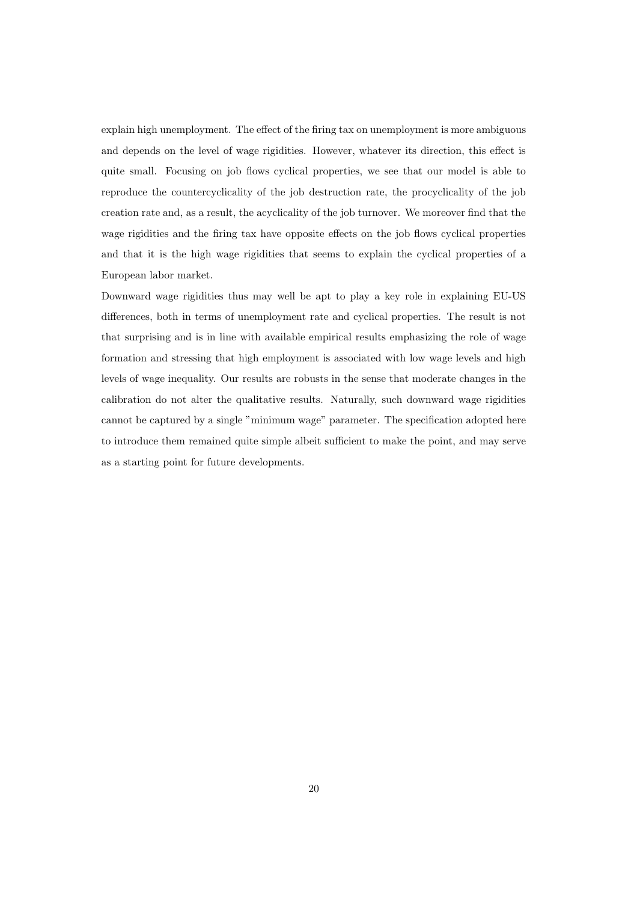explain high unemployment. The effect of the firing tax on unemployment is more ambiguous and depends on the level of wage rigidities. However, whatever its direction, this effect is quite small. Focusing on job flows cyclical properties, we see that our model is able to reproduce the countercyclicality of the job destruction rate, the procyclicality of the job creation rate and, as a result, the acyclicality of the job turnover. We moreover find that the wage rigidities and the firing tax have opposite effects on the job flows cyclical properties and that it is the high wage rigidities that seems to explain the cyclical properties of a European labor market.

Downward wage rigidities thus may well be apt to play a key role in explaining EU-US differences, both in terms of unemployment rate and cyclical properties. The result is not that surprising and is in line with available empirical results emphasizing the role of wage formation and stressing that high employment is associated with low wage levels and high levels of wage inequality. Our results are robusts in the sense that moderate changes in the calibration do not alter the qualitative results. Naturally, such downward wage rigidities cannot be captured by a single "minimum wage" parameter. The specification adopted here to introduce them remained quite simple albeit sufficient to make the point, and may serve as a starting point for future developments.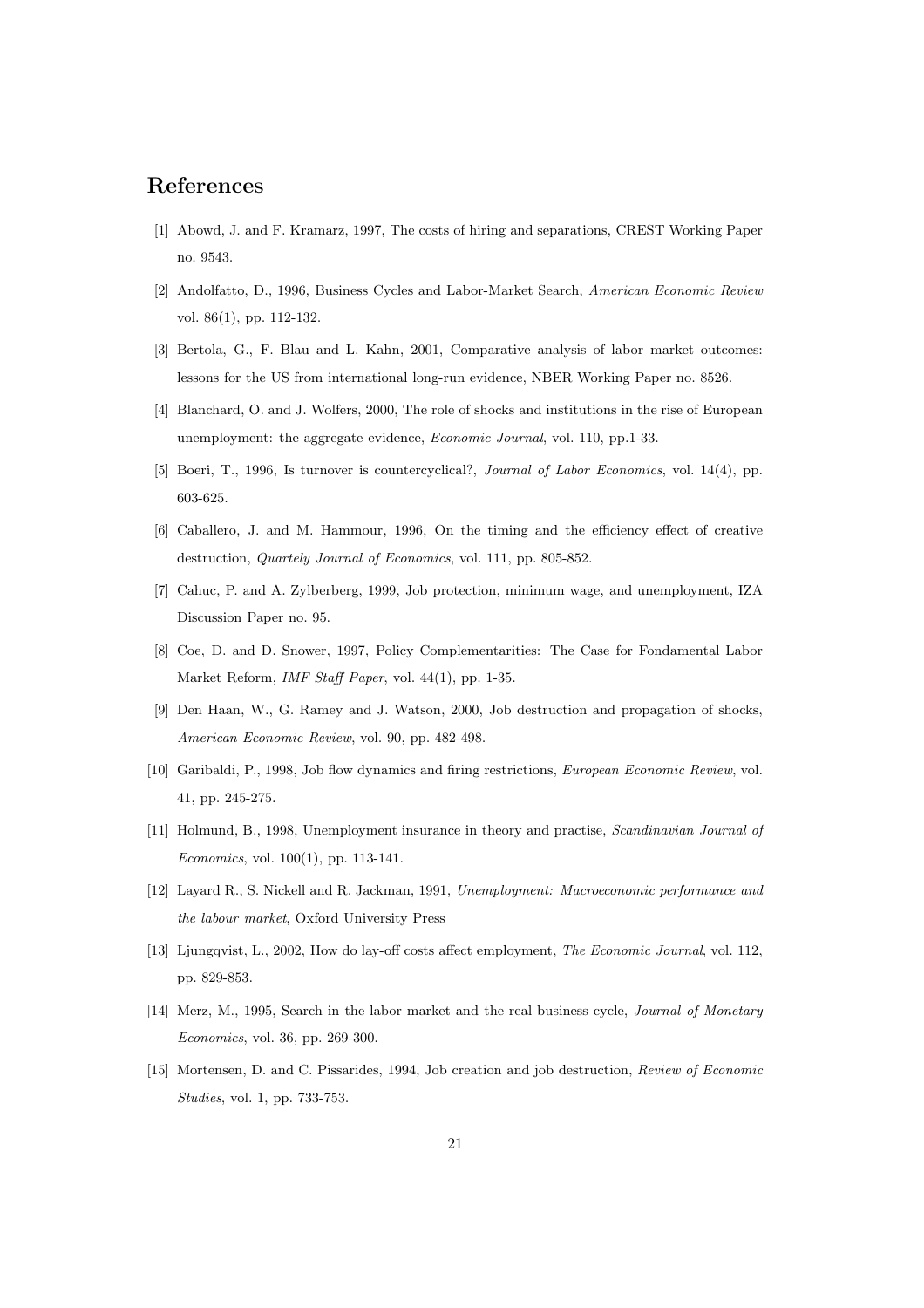# References

[1] Abowd, J. and F. Kramarz, 1997, The costs of hiring and separations, CREST Working Paper no. 9543.

[2] Andolfatto, D., 1996, Business Cycles and Labor-Market Search, *American Economic Review* vol. 86(1), pp. 112-132.

[3] Bertola, G., F. Blau and L. Kahn, 2001, Comparative analysis of labor market outcomes: lessons for the US from international long-run evidence, NBER Working Paper no. 8526.

[4] Blanchard, O. and J. Wolfers, 2000, The role of shocks and institutions in the rise of European unemployment: the aggregate evidence, *Economic Journal*, vol. 110, pp.1-33.

[5] Boeri, T., 1996, Is turnover is countercyclical?, *Journal of Labor Economics*, vol. 14(4), pp. 603-625.

[6] Caballero, J. and M. Hammour, 1996, On the timing and the efficiency effect of creative destruction, *Quartely Journal of Economics*, vol. 111, pp. 805-852.

[7] Cahuc, P. and A. Zylberberg, 1999, Job protection, minimum wage, and unemployment, IZA Discussion Paper no. 95.

[8] Coe, D. and D. Snower, 1997, Policy Complementarities: The Case for Fondamental Labor Market Reform, *IMF Staff Paper*, vol. 44(1), pp. 1-35.

[9] Den Haan, W., G. Ramey and J. Watson, 2000, Job destruction and propagation of shocks, *American Economic Review*, vol. 90, pp. 482-498.

[10] Garibaldi, P., 1998, Job flow dynamics and firing restrictions, *European Economic Review*, vol. 41, pp. 245-275.

[11] Holmund, B., 1998, Unemployment insurance in theory and practise, *Scandinavian Journal of Economics*, vol. 100(1), pp. 113-141.

[12] Layard R., S. Nickell and R. Jackman, 1991, *Unemployment: Macroeconomic performance and the labour market*, Oxford University Press

[13] Ljungqvist, L., 2002, How do lay-off costs affect employment, *The Economic Journal*, vol. 112, pp. 829-853.

[14] Merz, M., 1995, Search in the labor market and the real business cycle, *Journal of Monetary Economics*, vol. 36, pp. 269-300.

[15] Mortensen, D. and C. Pissarides, 1994, Job creation and job destruction, *Review of Economic Studies*, vol. 1, pp. 733-753.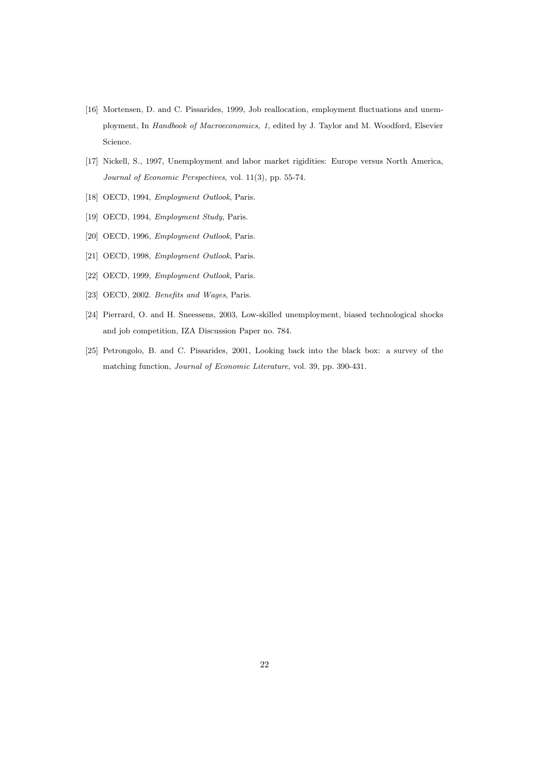[16] Mortensen, D. and C. Pissarides, 1999, Job reallocation, employment fluctuations and unemployment, In *Handbook of Macroeconomics, 1*, edited by J. Taylor and M. Woodford, Elsevier Science.

[17] Nickell, S., 1997, Unemployment and labor market rigidities: Europe versus North America, *Journal of Economic Perspectives*, vol. 11(3), pp. 55-74.

[18] OECD, 1994, *Employment Outlook*, Paris.

[19] OECD, 1994, *Employment Study*, Paris.

[20] OECD, 1996, *Employment Outlook*, Paris.

[21] OECD, 1998, *Employment Outlook*, Paris.

[22] OECD, 1999, *Employment Outlook*, Paris.

[23] OECD, 2002. *Benefits and Wages*, Paris.

[24] Pierrard, O. and H. Sneessens, 2003, Low-skilled unemployment, biased technological shocks and job competition, IZA Discussion Paper no. 784.

[25] Petrongolo, B. and C. Pissarides, 2001, Looking back into the black box: a survey of the matching function, *Journal of Economic Literature*, vol. 39, pp. 390-431.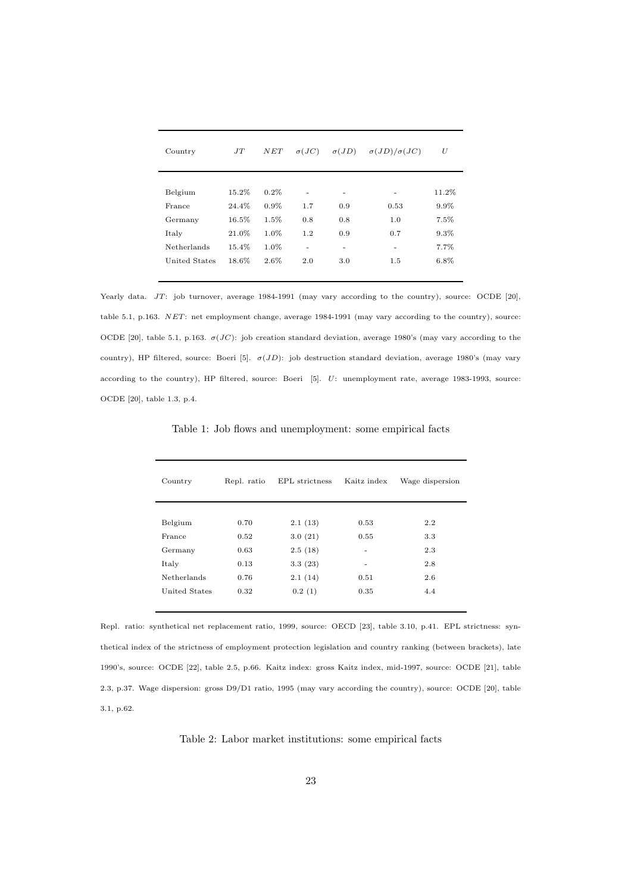| Country | $JT$ | $NET$ | $\sigma(JC)$ | $\sigma(JD)$ | $\sigma(JD)/\sigma(JC)$ | $U$ |
|---|---|---|---|---|---|---|
| Belgium | 15.2% | 0.2% | - | - | - | 11.2% |
| France | 24.4% | 0.9% | 1.7 | 0.9 | 0.53 | 9.9% |
| Germany | 16.5% | 1.5% | 0.8 | 0.8 | 1.0 | 7.5% |
| Italy | 21.0% | 1.0% | 1.2 | 0.9 | 0.7 | 9.3% |
| Netherlands | 15.4% | 1.0% | - | - | - | 7.7% |
| United States | 18.6% | 2.6% | 2.0 | 3.0 | 1.5 | 6.8% |

Yearly data. $JT$: job turnover, average 1984-1991 (may vary according to the country), source: OCDE [20], table 5.1, p.163. $NET$: net employment change, average 1984-1991 (may vary according to the country), source: OCDE [20], table 5.1, p.163. $\sigma(JC)$: job creation standard deviation, average 1980's (may vary according to the country), HP filtered, source: Boeri [5]. $\sigma(JD)$: job destruction standard deviation, average 1980's (may vary according to the country), HP filtered, source: Boeri [5]. $U$: unemployment rate, average 1983-1993, source: OCDE [20], table 1.3, p.4.

Table 1: Job flows and unemployment: some empirical facts

| Country | Repl. ratio | EPL strictness | Kaitz index | Wage dispersion |
|---|---|---|---|---|
| Belgium | 0.70 | 2.1 (13) | 0.53 | 2.2 |
| France | 0.52 | 3.0 (21) | 0.55 | 3.3 |
| Germany | 0.63 | 2.5 (18) | - | 2.3 |
| Italy | 0.13 | 3.3 (23) | - | 2.8 |
| Netherlands | 0.76 | 2.1 (14) | 0.51 | 2.6 |
| United States | 0.32 | 0.2 (1) | 0.35 | 4.4 |

Repl. ratio: synthetical net replacement ratio, 1999, source: OECD [23], table 3.10, p.41. EPL strictness: synthetical index of the strictness of employment protection legislation and country ranking (between brackets), late 1990's, source: OCDE [22], table 2.5, p.66. Kaitz index: gross Kaitz index, mid-1997, source: OCDE [21], table 2.3, p.37. Wage dispersion: gross D9/D1 ratio, 1995 (may vary according the country), source: OCDE [20], table 3.1, p.62.

Table 2: Labor market institutions: some empirical facts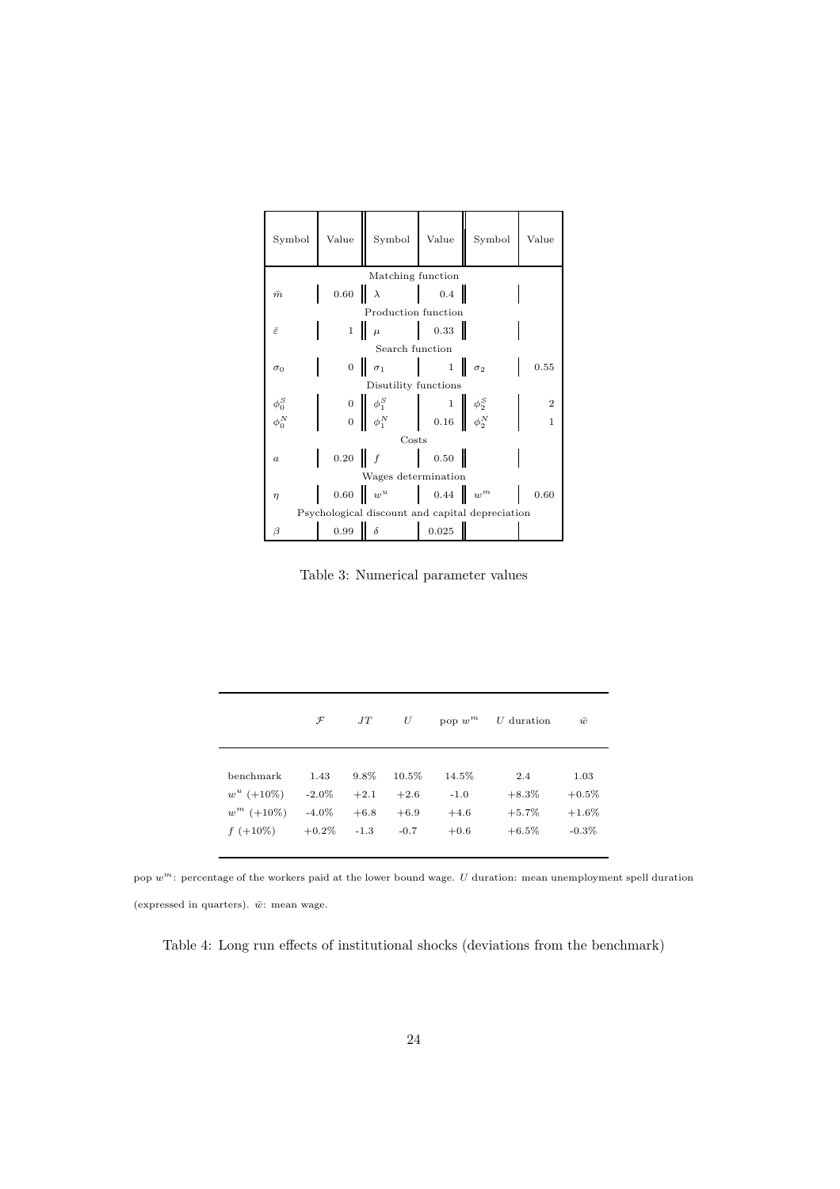| Symbol | Value | Symbol | Value | Symbol | Value |
|---|---|---|---|---|---|
| Matching function | | | | | |
| $\bar{m}$ | 0.60 | $\lambda$ | 0.4 | | |
| Production function | | | | | |
| $\bar{\varepsilon}$ | 1 | $\mu$ | 0.33 | | |
| Search function | | | | | |
| $\sigma_0$ | 0 | $\sigma_1$ | 1 | $\sigma_2$ | 0.55 |
| Disutility functions | | | | | |
| $\phi_0^S$ | 0 | $\phi_1^S$ | 1 | $\phi_2^S$ | 2 |
| $\phi_0^N$ | 0 | $\phi_1^N$ | 0.16 | $\phi_2^N$ | 1 |
| Costs | | | | | |
| $a$ | 0.20 | $f$ | 0.50 | | |
| Wages determination | | | | | |
| $\eta$ | 0.60 | $w^u$ | 0.44 | $w^m$ | 0.60 |
| Psychological discount and capital depreciation | | | | | |
| $\beta$ | 0.99 | $\delta$ | 0.025 | | |

Table 3: Numerical parameter values

| | $\mathcal{F}$ | $JT$ | $U$ | pop $w^m$ | $U$ duration | $\bar{w}$ |
|---|---|---|---|---|---|---|
| benchmark | 1.43 | 9.8% | 10.5% | 14.5% | 2.4 | 1.03 |
| $w^u$ (+10%) | -2.0% | +2.1 | +2.6 | -1.0 | +8.3% | +0.5% |
| $w^m$ (+10%) | -4.0% | +6.8 | +6.9 | +4.6 | +5.7% | +1.6% |
| $f$ (+10%) | +0.2% | -1.3 | -0.7 | +0.6 | +6.5% | -0.3% |

pop $w^m$: percentage of the workers paid at the lower bound wage. $U$ duration: mean unemployment spell duration (expressed in quarters). $\bar{w}$: mean wage.

Table 4: Long run effects of institutional shocks (deviations from the benchmark)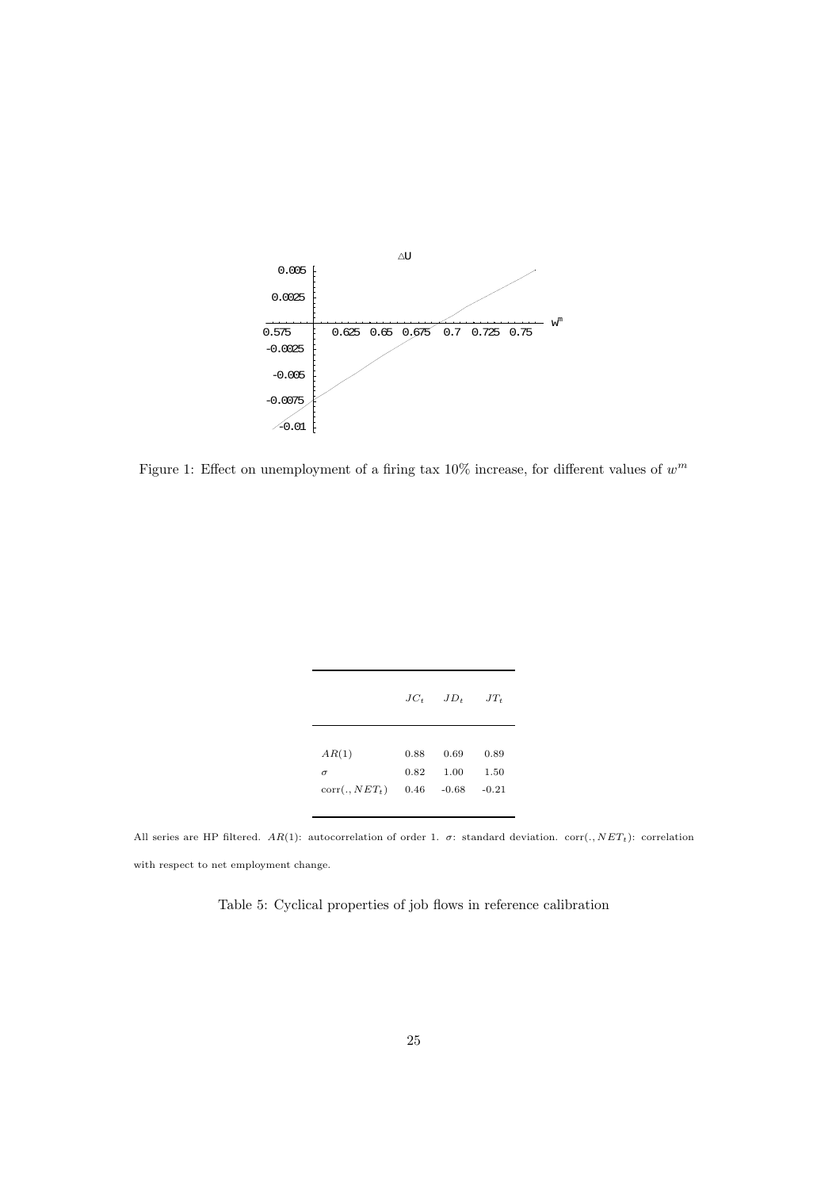Figure 1: Effect on unemployment of a firing tax 10% increase, for different values of $w^m$

|  | $JC_t$ | $JD_t$ | $JT_t$ |
|---|---|---|---|
| $AR(1)$ | 0.88 | 0.69 | 0.89 |
| $\sigma$ | 0.82 | 1.00 | 1.50 |
| $\text{corr}(., NET_t)$ | 0.46 | -0.68 | -0.21 |

All series are HP filtered. $AR(1)$: autocorrelation of order 1. $\sigma$: standard deviation. $\text{corr}(., NET_t)$: correlation with respect to net employment change.

Table 5: Cyclical properties of job flows in reference calibration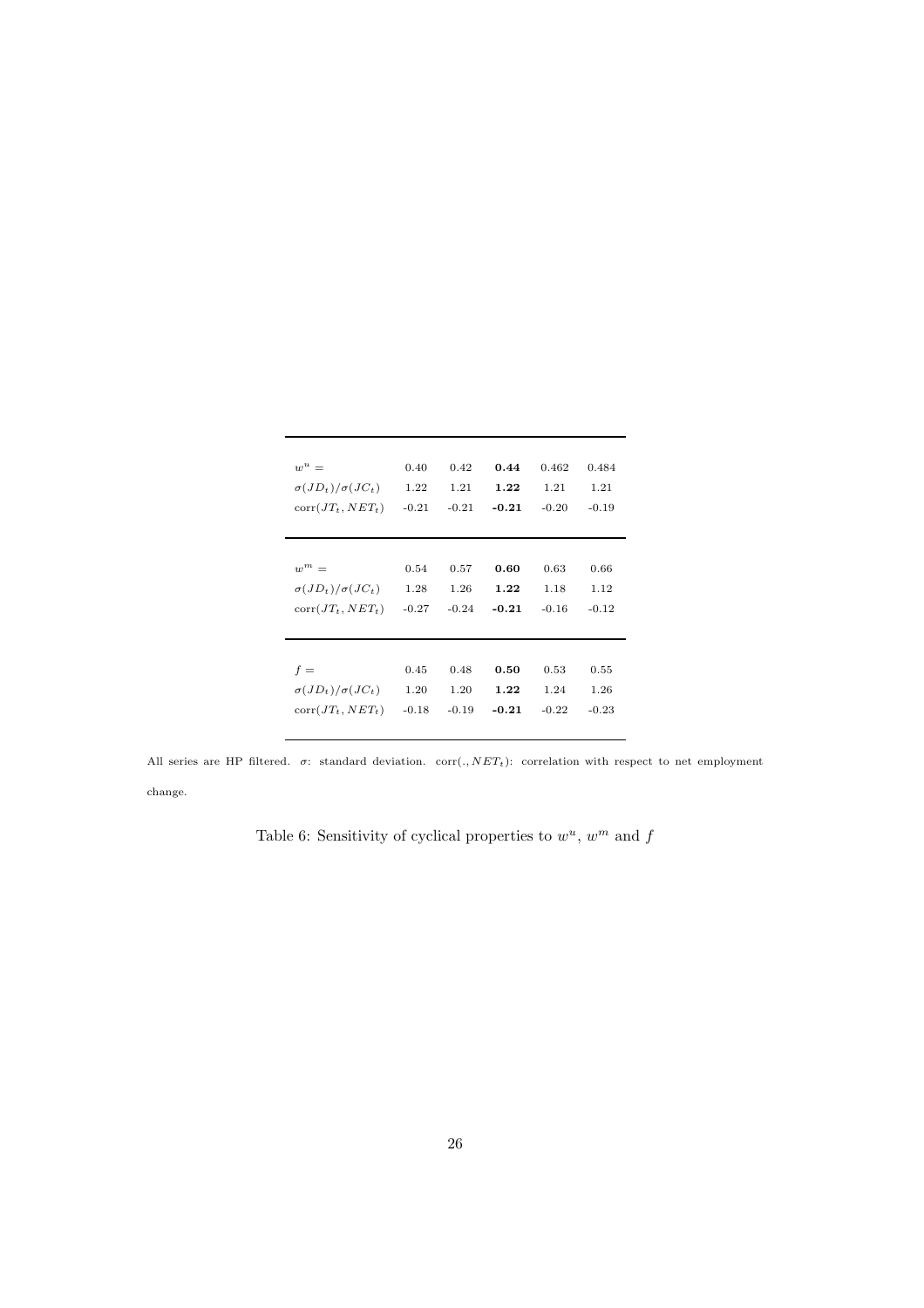| | | | | | |
|---|---|---|---|---|---|
| $w^u =$ | 0.40 | 0.42 | **0.44** | 0.462 | 0.484 |
| $\sigma(JD_t)/\sigma(JC_t)$ | 1.22 | 1.21 | **1.22** | 1.21 | 1.21 |
| $\text{corr}(JT_t, NET_t)$ | -0.21 | -0.21 | **-0.21** | -0.20 | -0.19 |
| $w^m =$ | 0.54 | 0.57 | **0.60** | 0.63 | 0.66 |
| $\sigma(JD_t)/\sigma(JC_t)$ | 1.28 | 1.26 | **1.22** | 1.18 | 1.12 |
| $\text{corr}(JT_t, NET_t)$ | -0.27 | -0.24 | **-0.21** | -0.16 | -0.12 |
| $f =$ | 0.45 | 0.48 | **0.50** | 0.53 | 0.55 |
| $\sigma(JD_t)/\sigma(JC_t)$ | 1.20 | 1.20 | **1.22** | 1.24 | 1.26 |
| $\text{corr}(JT_t, NET_t)$ | -0.18 | -0.19 | **-0.21** | -0.22 | -0.23 |

All series are HP filtered. $\sigma$: standard deviation. $\text{corr}(., NET_t)$: correlation with respect to net employment change.

Table 6: Sensitivity of cyclical properties to $w^u$, $w^m$ and $f$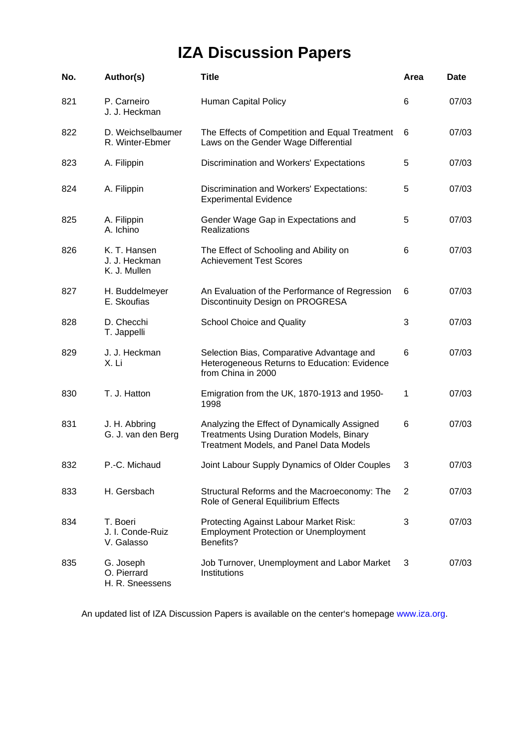# IZA Discussion Papers

| No. | Author(s) | Title | Area | Date |
|---|---|---|---|---|
| 821 | P. Carneiro<br>J. J. Heckman | Human Capital Policy | 6 | 07/03 |
| 822 | D. Weichselbaumer<br>R. Winter-Ebmer | The Effects of Competition and Equal Treatment Laws on the Gender Wage Differential | 6 | 07/03 |
| 823 | A. Filippin | Discrimination and Workers' Expectations | 5 | 07/03 |
| 824 | A. Filippin | Discrimination and Workers' Expectations: Experimental Evidence | 5 | 07/03 |
| 825 | A. Filippin<br>A. Ichino | Gender Wage Gap in Expectations and Realizations | 5 | 07/03 |
| 826 | K. T. Hansen<br>J. J. Heckman<br>K. J. Mullen | The Effect of Schooling and Ability on Achievement Test Scores | 6 | 07/03 |
| 827 | H. Buddelmeyer<br>E. Skoufias | An Evaluation of the Performance of Regression Discontinuity Design on PROGRESA | 6 | 07/03 |
| 828 | D. Checchi<br>T. Jappelli | School Choice and Quality | 3 | 07/03 |
| 829 | J. J. Heckman<br>X. Li | Selection Bias, Comparative Advantage and Heterogeneous Returns to Education: Evidence from China in 2000 | 6 | 07/03 |
| 830 | T. J. Hatton | Emigration from the UK, 1870-1913 and 1950-1998 | 1 | 07/03 |
| 831 | J. H. Abbring<br>G. J. van den Berg | Analyzing the Effect of Dynamically Assigned Treatments Using Duration Models, Binary Treatment Models, and Panel Data Models | 6 | 07/03 |
| 832 | P.-C. Michaud | Joint Labour Supply Dynamics of Older Couples | 3 | 07/03 |
| 833 | H. Gersbach | Structural Reforms and the Macroeconomy: The Role of General Equilibrium Effects | 2 | 07/03 |
| 834 | T. Boeri<br>J. I. Conde-Ruiz<br>V. Galasso | Protecting Against Labour Market Risk: Employment Protection or Unemployment Benefits? | 3 | 07/03 |
| 835 | G. Joseph<br>O. Pierrard<br>H. R. Sneessens | Job Turnover, Unemployment and Labor Market Institutions | 3 | 07/03 |

An updated list of IZA Discussion Papers is available on the center's homepage www.iza.org.